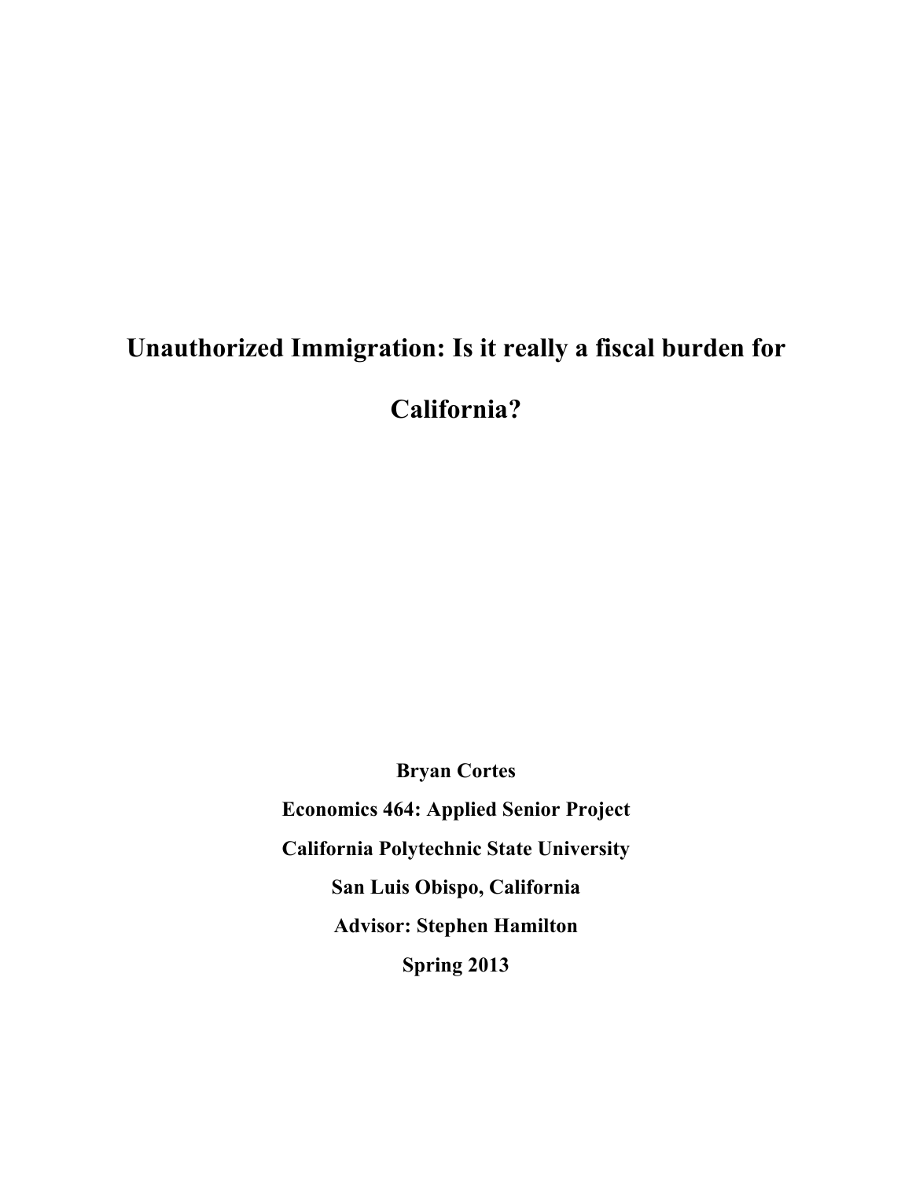# Unauthorized Immigration: Is it really a fiscal burden for California?

**Bryan Cortes**

**Economics 464: Applied Senior Project**

**California Polytechnic State University**

**San Luis Obispo, California**

**Advisor: Stephen Hamilton**

**Spring 2013**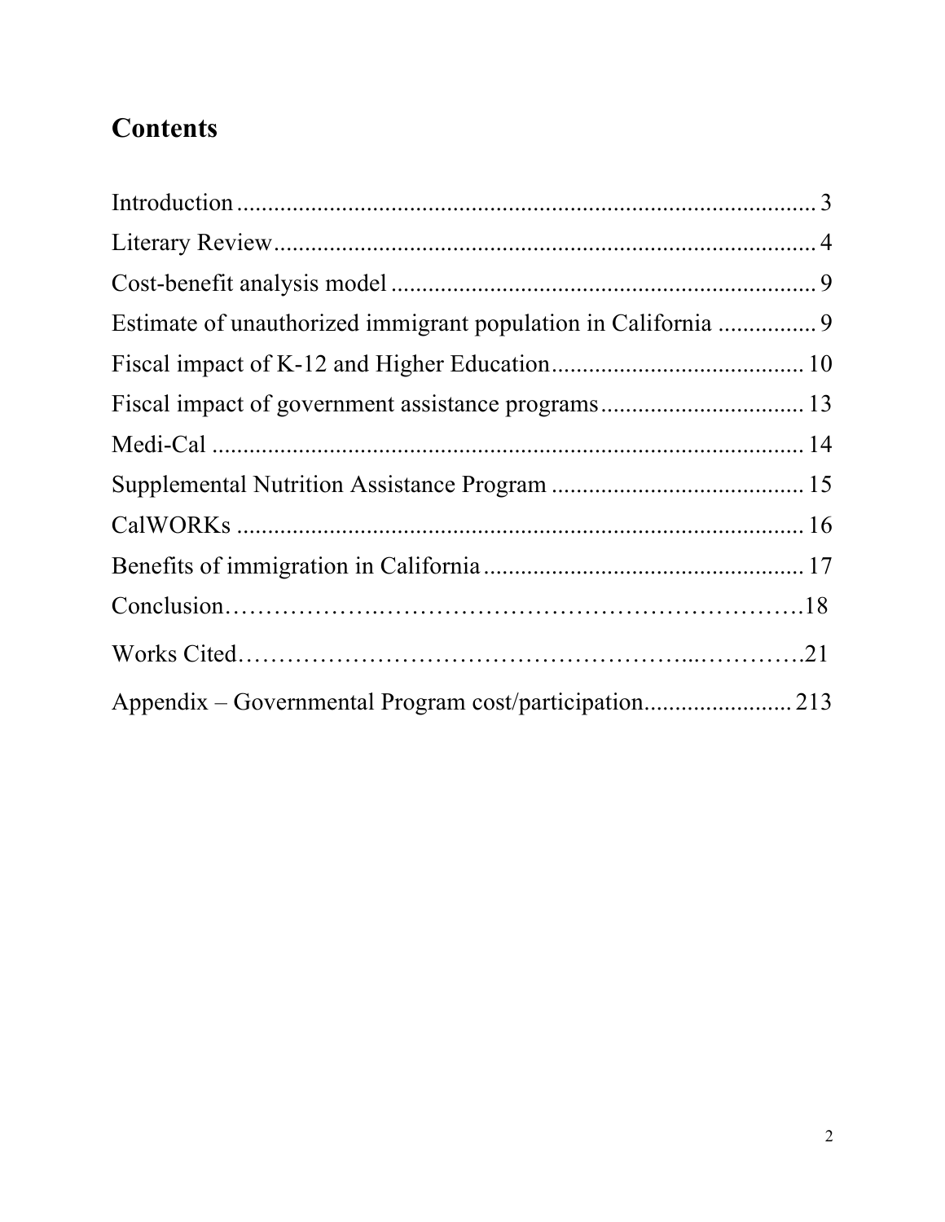# Contents

Introduction .............................................................................................. 3

Literary Review.......................................................................................... 4

Cost-benefit analysis model ...................................................................... 9

Estimate of unauthorized immigrant population in California ................ 9

Fiscal impact of K-12 and Higher Education......................................... 10

Fiscal impact of government assistance programs................................. 13

Medi-Cal ................................................................................................. 14

Supplemental Nutrition Assistance Program ......................................... 15

CalWORKs ............................................................................................. 16

Benefits of immigration in California .................................................... 17

Conclusion……………….……………………………………………….18

Works Cited…………………………………………...………….21

Appendix – Governmental Program cost/participation........................ 213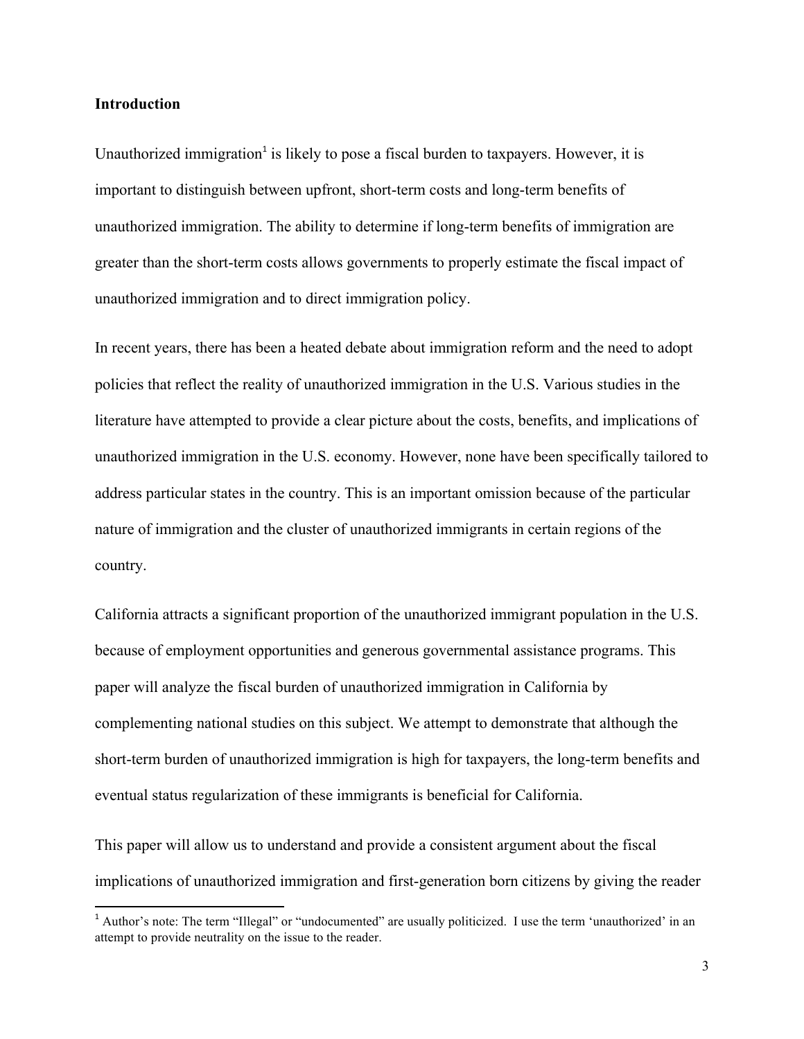**Introduction**

Unauthorized immigration[1] is likely to pose a fiscal burden to taxpayers. However, it is important to distinguish between upfront, short-term costs and long-term benefits of unauthorized immigration. The ability to determine if long-term benefits of immigration are greater than the short-term costs allows governments to properly estimate the fiscal impact of unauthorized immigration and to direct immigration policy.

In recent years, there has been a heated debate about immigration reform and the need to adopt policies that reflect the reality of unauthorized immigration in the U.S. Various studies in the literature have attempted to provide a clear picture about the costs, benefits, and implications of unauthorized immigration in the U.S. economy. However, none have been specifically tailored to address particular states in the country. This is an important omission because of the particular nature of immigration and the cluster of unauthorized immigrants in certain regions of the country.

California attracts a significant proportion of the unauthorized immigrant population in the U.S. because of employment opportunities and generous governmental assistance programs. This paper will analyze the fiscal burden of unauthorized immigration in California by complementing national studies on this subject. We attempt to demonstrate that although the short-term burden of unauthorized immigration is high for taxpayers, the long-term benefits and eventual status regularization of these immigrants is beneficial for California.

This paper will allow us to understand and provide a consistent argument about the fiscal implications of unauthorized immigration and first-generation born citizens by giving the reader

[1] Author's note: The term "Illegal" or "undocumented" are usually politicized. I use the term 'unauthorized' in an attempt to provide neutrality on the issue to the reader.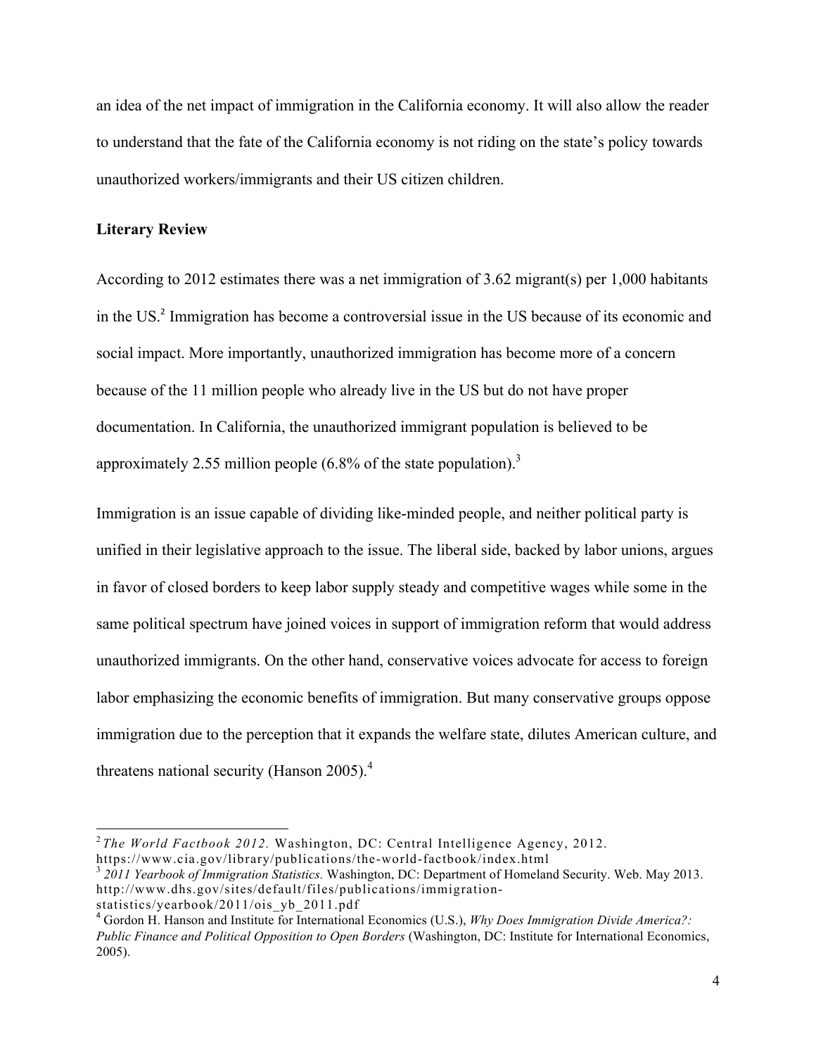an idea of the net impact of immigration in the California economy. It will also allow the reader to understand that the fate of the California economy is not riding on the state's policy towards unauthorized workers/immigrants and their US citizen children.

**Literary Review**

According to 2012 estimates there was a net immigration of 3.62 migrant(s) per 1,000 habitants in the US.[2] Immigration has become a controversial issue in the US because of its economic and social impact. More importantly, unauthorized immigration has become more of a concern because of the 11 million people who already live in the US but do not have proper documentation. In California, the unauthorized immigrant population is believed to be approximately 2.55 million people (6.8% of the state population).[3]

Immigration is an issue capable of dividing like-minded people, and neither political party is unified in their legislative approach to the issue. The liberal side, backed by labor unions, argues in favor of closed borders to keep labor supply steady and competitive wages while some in the same political spectrum have joined voices in support of immigration reform that would address unauthorized immigrants. On the other hand, conservative voices advocate for access to foreign labor emphasizing the economic benefits of immigration. But many conservative groups oppose immigration due to the perception that it expands the welfare state, dilutes American culture, and threatens national security (Hanson 2005).[4]

---

[2] *The World Factbook 2012.* Washington, DC: Central Intelligence Agency, 2012. https://www.cia.gov/library/publications/the-world-factbook/index.html

[3] *2011 Yearbook of Immigration Statistics.* Washington, DC: Department of Homeland Security. Web. May 2013. http://www.dhs.gov/sites/default/files/publications/immigration-statistics/yearbook/2011/ois_yb_2011.pdf

[4] Gordon H. Hanson and Institute for International Economics (U.S.), *Why Does Immigration Divide America?: Public Finance and Political Opposition to Open Borders* (Washington, DC: Institute for International Economics, 2005).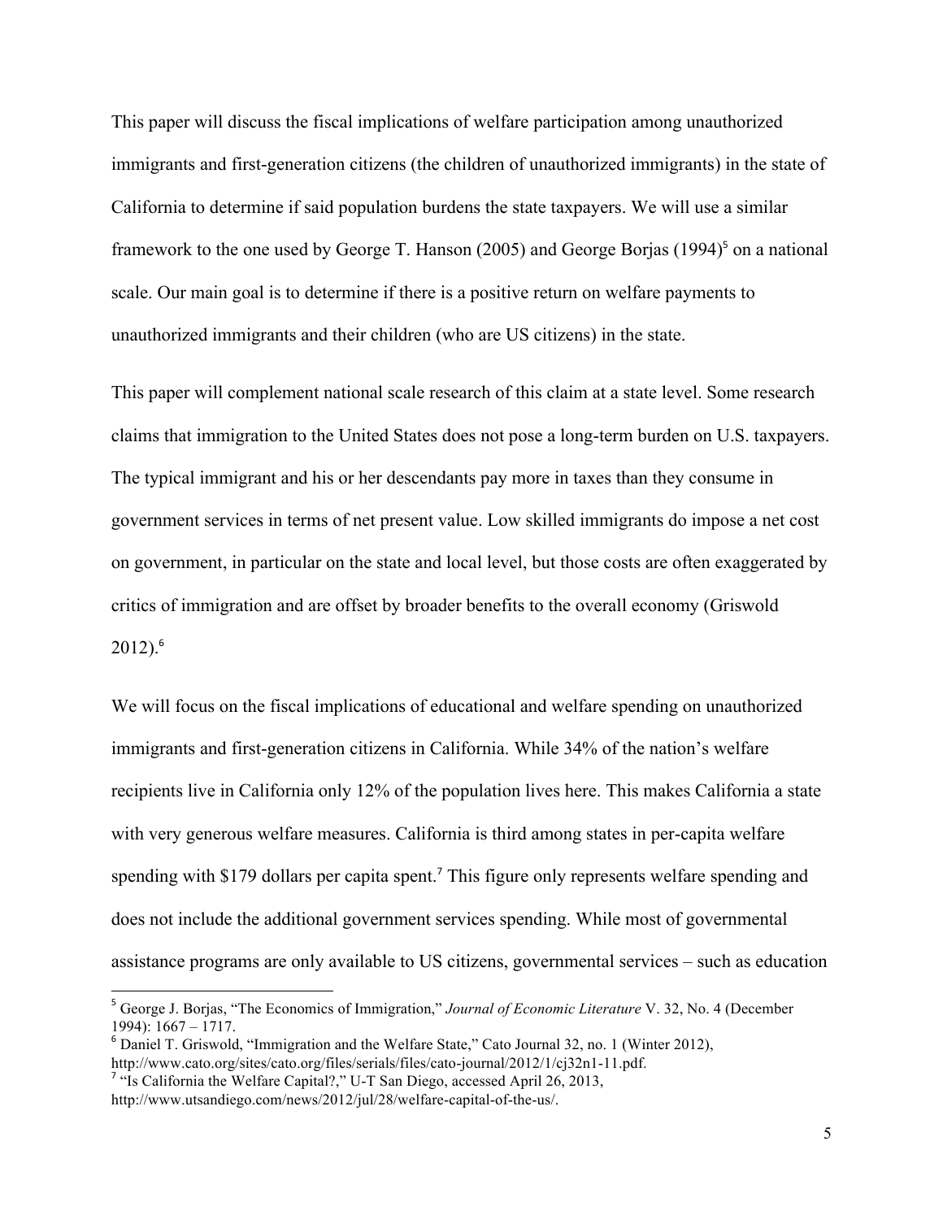This paper will discuss the fiscal implications of welfare participation among unauthorized immigrants and first-generation citizens (the children of unauthorized immigrants) in the state of California to determine if said population burdens the state taxpayers. We will use a similar framework to the one used by George T. Hanson (2005) and George Borjas (1994)[5] on a national scale. Our main goal is to determine if there is a positive return on welfare payments to unauthorized immigrants and their children (who are US citizens) in the state.

This paper will complement national scale research of this claim at a state level. Some research claims that immigration to the United States does not pose a long-term burden on U.S. taxpayers. The typical immigrant and his or her descendants pay more in taxes than they consume in government services in terms of net present value. Low skilled immigrants do impose a net cost on government, in particular on the state and local level, but those costs are often exaggerated by critics of immigration and are offset by broader benefits to the overall economy (Griswold 2012).[6]

We will focus on the fiscal implications of educational and welfare spending on unauthorized immigrants and first-generation citizens in California. While 34% of the nation's welfare recipients live in California only 12% of the population lives here. This makes California a state with very generous welfare measures. California is third among states in per-capita welfare spending with $179 dollars per capita spent.[7] This figure only represents welfare spending and does not include the additional government services spending. While most of governmental assistance programs are only available to US citizens, governmental services – such as education

---

[5] George J. Borjas, "The Economics of Immigration," *Journal of Economic Literature* V. 32, No. 4 (December 1994): 1667 – 1717.

[6] Daniel T. Griswold, "Immigration and the Welfare State," Cato Journal 32, no. 1 (Winter 2012), http://www.cato.org/sites/cato.org/files/serials/files/cato-journal/2012/1/cj32n1-11.pdf.

[7] "Is California the Welfare Capital?," U-T San Diego, accessed April 26, 2013, http://www.utsandiego.com/news/2012/jul/28/welfare-capital-of-the-us/.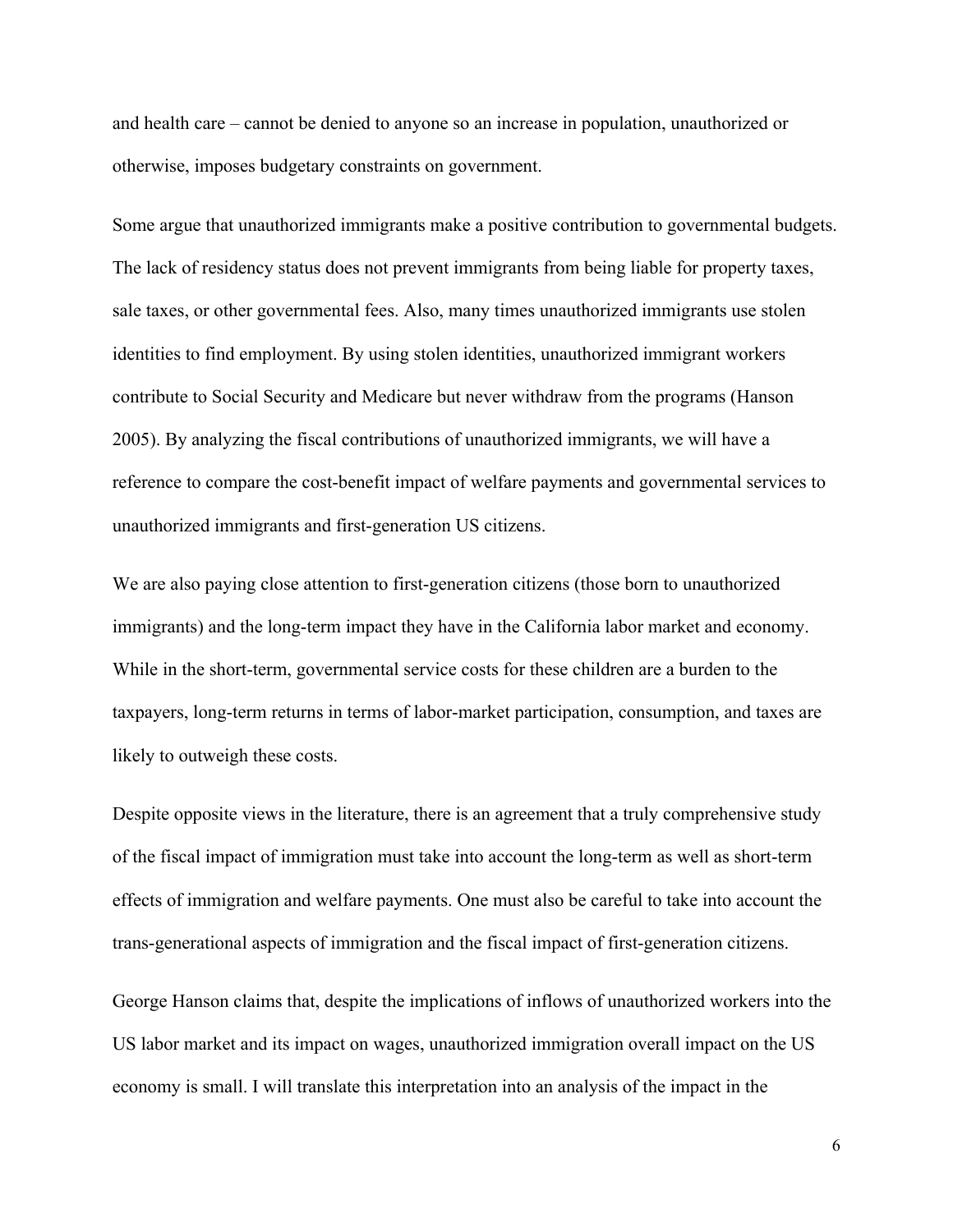and health care – cannot be denied to anyone so an increase in population, unauthorized or otherwise, imposes budgetary constraints on government.

Some argue that unauthorized immigrants make a positive contribution to governmental budgets. The lack of residency status does not prevent immigrants from being liable for property taxes, sale taxes, or other governmental fees. Also, many times unauthorized immigrants use stolen identities to find employment. By using stolen identities, unauthorized immigrant workers contribute to Social Security and Medicare but never withdraw from the programs (Hanson 2005). By analyzing the fiscal contributions of unauthorized immigrants, we will have a reference to compare the cost-benefit impact of welfare payments and governmental services to unauthorized immigrants and first-generation US citizens.

We are also paying close attention to first-generation citizens (those born to unauthorized immigrants) and the long-term impact they have in the California labor market and economy. While in the short-term, governmental service costs for these children are a burden to the taxpayers, long-term returns in terms of labor-market participation, consumption, and taxes are likely to outweigh these costs.

Despite opposite views in the literature, there is an agreement that a truly comprehensive study of the fiscal impact of immigration must take into account the long-term as well as short-term effects of immigration and welfare payments. One must also be careful to take into account the trans-generational aspects of immigration and the fiscal impact of first-generation citizens.

George Hanson claims that, despite the implications of inflows of unauthorized workers into the US labor market and its impact on wages, unauthorized immigration overall impact on the US economy is small. I will translate this interpretation into an analysis of the impact in the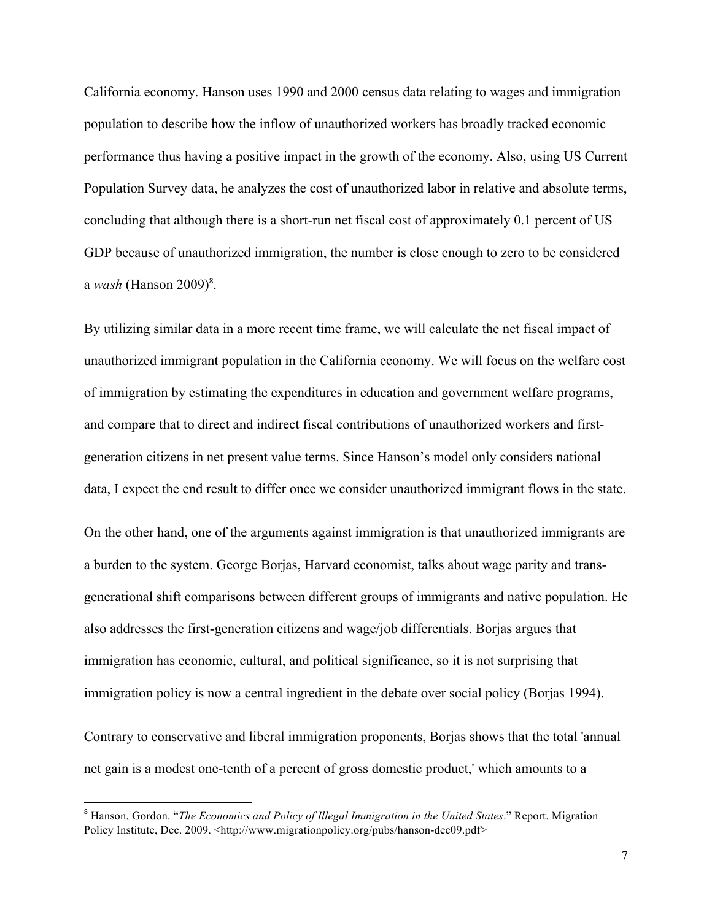California economy. Hanson uses 1990 and 2000 census data relating to wages and immigration population to describe how the inflow of unauthorized workers has broadly tracked economic performance thus having a positive impact in the growth of the economy. Also, using US Current Population Survey data, he analyzes the cost of unauthorized labor in relative and absolute terms, concluding that although there is a short-run net fiscal cost of approximately 0.1 percent of US GDP because of unauthorized immigration, the number is close enough to zero to be considered a *wash* (Hanson 2009)[8].

By utilizing similar data in a more recent time frame, we will calculate the net fiscal impact of unauthorized immigrant population in the California economy. We will focus on the welfare cost of immigration by estimating the expenditures in education and government welfare programs, and compare that to direct and indirect fiscal contributions of unauthorized workers and first-generation citizens in net present value terms. Since Hanson's model only considers national data, I expect the end result to differ once we consider unauthorized immigrant flows in the state.

On the other hand, one of the arguments against immigration is that unauthorized immigrants are a burden to the system. George Borjas, Harvard economist, talks about wage parity and trans-generational shift comparisons between different groups of immigrants and native population. He also addresses the first-generation citizens and wage/job differentials. Borjas argues that immigration has economic, cultural, and political significance, so it is not surprising that immigration policy is now a central ingredient in the debate over social policy (Borjas 1994).

Contrary to conservative and liberal immigration proponents, Borjas shows that the total 'annual net gain is a modest one-tenth of a percent of gross domestic product,' which amounts to a

[8] Hanson, Gordon. "*The Economics and Policy of Illegal Immigration in the United States*." Report. Migration Policy Institute, Dec. 2009. <http://www.migrationpolicy.org/pubs/hanson-dec09.pdf>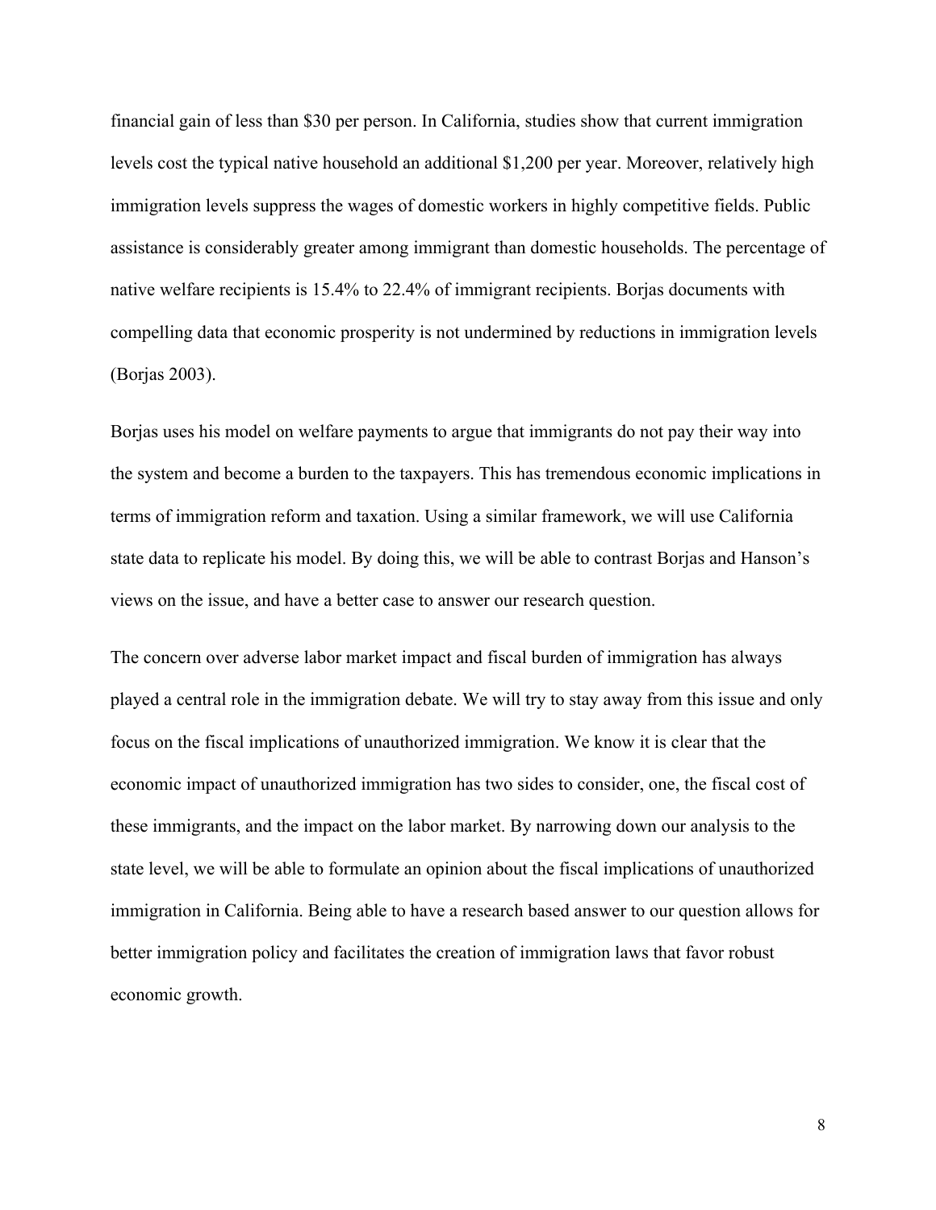financial gain of less than $30 per person. In California, studies show that current immigration levels cost the typical native household an additional $1,200 per year. Moreover, relatively high immigration levels suppress the wages of domestic workers in highly competitive fields. Public assistance is considerably greater among immigrant than domestic households. The percentage of native welfare recipients is 15.4% to 22.4% of immigrant recipients. Borjas documents with compelling data that economic prosperity is not undermined by reductions in immigration levels (Borjas 2003).

Borjas uses his model on welfare payments to argue that immigrants do not pay their way into the system and become a burden to the taxpayers. This has tremendous economic implications in terms of immigration reform and taxation. Using a similar framework, we will use California state data to replicate his model. By doing this, we will be able to contrast Borjas and Hanson's views on the issue, and have a better case to answer our research question.

The concern over adverse labor market impact and fiscal burden of immigration has always played a central role in the immigration debate. We will try to stay away from this issue and only focus on the fiscal implications of unauthorized immigration. We know it is clear that the economic impact of unauthorized immigration has two sides to consider, one, the fiscal cost of these immigrants, and the impact on the labor market. By narrowing down our analysis to the state level, we will be able to formulate an opinion about the fiscal implications of unauthorized immigration in California. Being able to have a research based answer to our question allows for better immigration policy and facilitates the creation of immigration laws that favor robust economic growth.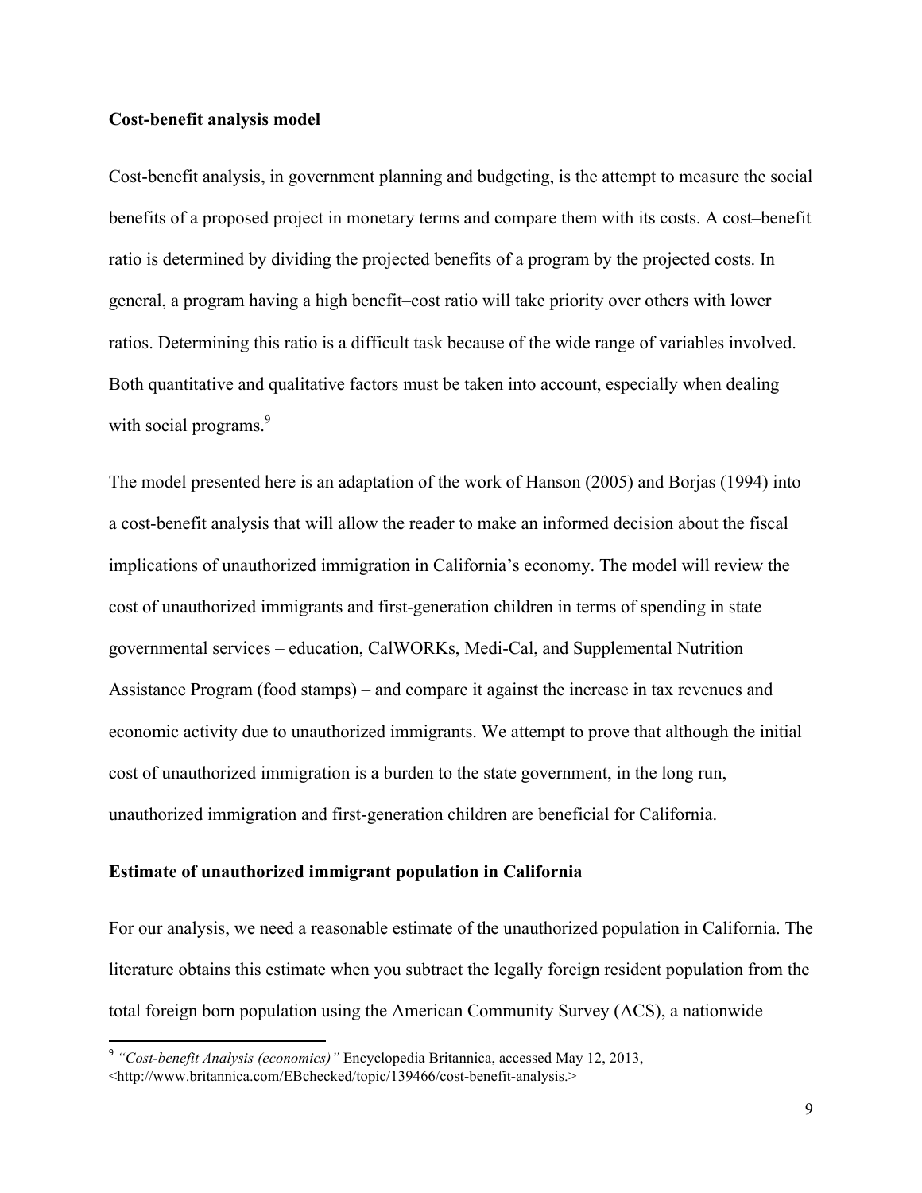**Cost-benefit analysis model**

Cost-benefit analysis, in government planning and budgeting, is the attempt to measure the social benefits of a proposed project in monetary terms and compare them with its costs. A cost–benefit ratio is determined by dividing the projected benefits of a program by the projected costs. In general, a program having a high benefit–cost ratio will take priority over others with lower ratios. Determining this ratio is a difficult task because of the wide range of variables involved. Both quantitative and qualitative factors must be taken into account, especially when dealing with social programs.[9]

The model presented here is an adaptation of the work of Hanson (2005) and Borjas (1994) into a cost-benefit analysis that will allow the reader to make an informed decision about the fiscal implications of unauthorized immigration in California's economy. The model will review the cost of unauthorized immigrants and first-generation children in terms of spending in state governmental services – education, CalWORKs, Medi-Cal, and Supplemental Nutrition Assistance Program (food stamps) – and compare it against the increase in tax revenues and economic activity due to unauthorized immigrants. We attempt to prove that although the initial cost of unauthorized immigration is a burden to the state government, in the long run, unauthorized immigration and first-generation children are beneficial for California.

**Estimate of unauthorized immigrant population in California**

For our analysis, we need a reasonable estimate of the unauthorized population in California. The literature obtains this estimate when you subtract the legally foreign resident population from the total foreign born population using the American Community Survey (ACS), a nationwide

---

[9] *"Cost-benefit Analysis (economics)"* Encyclopedia Britannica, accessed May 12, 2013, <http://www.britannica.com/EBchecked/topic/139466/cost-benefit-analysis.>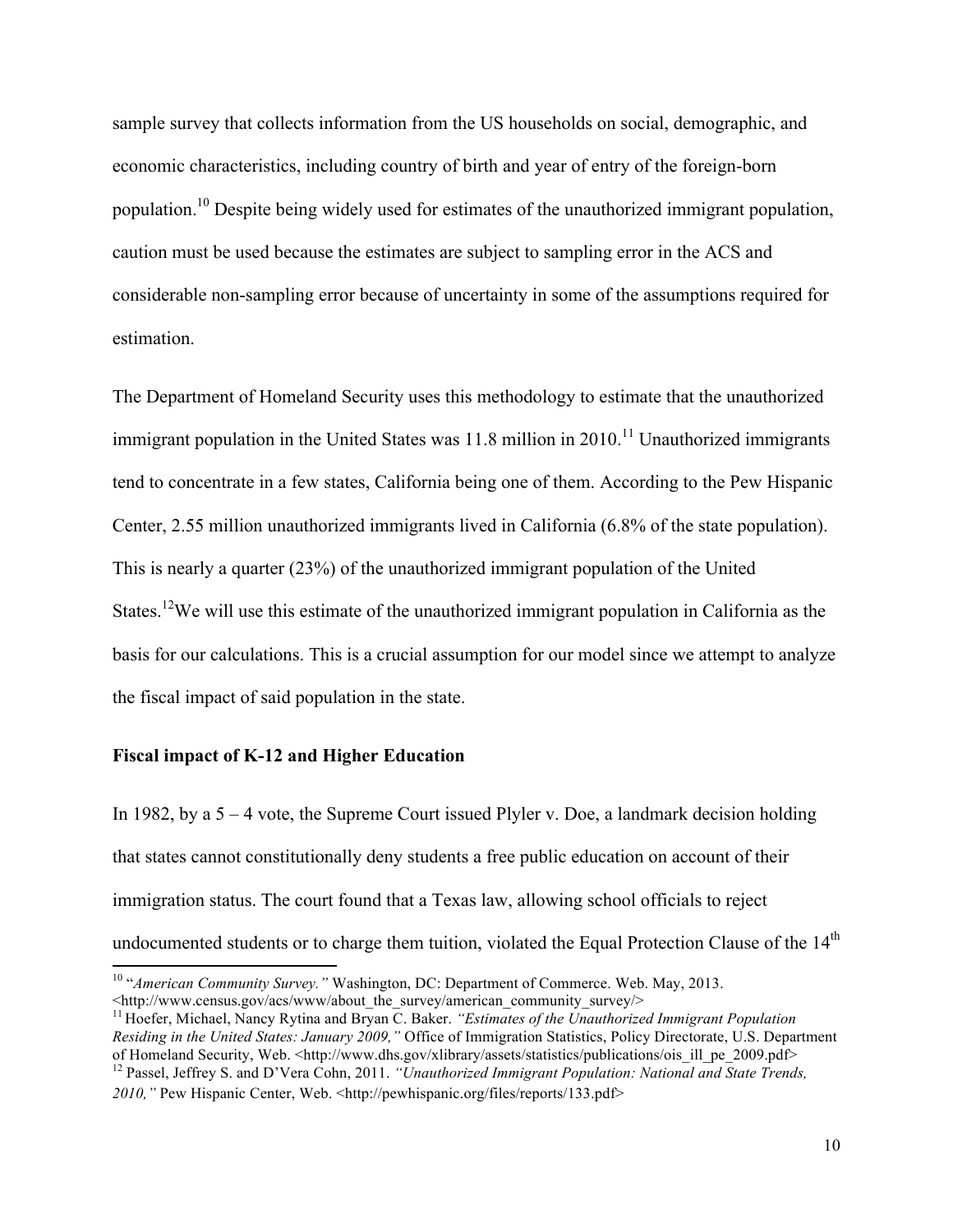sample survey that collects information from the US households on social, demographic, and economic characteristics, including country of birth and year of entry of the foreign-born population.[10] Despite being widely used for estimates of the unauthorized immigrant population, caution must be used because the estimates are subject to sampling error in the ACS and considerable non-sampling error because of uncertainty in some of the assumptions required for estimation.

The Department of Homeland Security uses this methodology to estimate that the unauthorized immigrant population in the United States was 11.8 million in 2010.[11] Unauthorized immigrants tend to concentrate in a few states, California being one of them. According to the Pew Hispanic Center, 2.55 million unauthorized immigrants lived in California (6.8% of the state population). This is nearly a quarter (23%) of the unauthorized immigrant population of the United States.[12]We will use this estimate of the unauthorized immigrant population in California as the basis for our calculations. This is a crucial assumption for our model since we attempt to analyze the fiscal impact of said population in the state.

**Fiscal impact of K-12 and Higher Education**

In 1982, by a 5 – 4 vote, the Supreme Court issued Plyler v. Doe, a landmark decision holding that states cannot constitutionally deny students a free public education on account of their immigration status. The court found that a Texas law, allowing school officials to reject undocumented students or to charge them tuition, violated the Equal Protection Clause of the 14th

---

[10] "*American Community Survey.*" Washington, DC: Department of Commerce. Web. May, 2013. <http://www.census.gov/acs/www/about_the_survey/american_community_survey/>

[11] Hoefer, Michael, Nancy Rytina and Bryan C. Baker. *"Estimates of the Unauthorized Immigrant Population Residing in the United States: January 2009,"* Office of Immigration Statistics, Policy Directorate, U.S. Department of Homeland Security, Web. <http://www.dhs.gov/xlibrary/assets/statistics/publications/ois_ill_pe_2009.pdf>

[12] Passel, Jeffrey S. and D'Vera Cohn, 2011. *"Unauthorized Immigrant Population: National and State Trends, 2010,"* Pew Hispanic Center, Web. <http://pewhispanic.org/files/reports/133.pdf>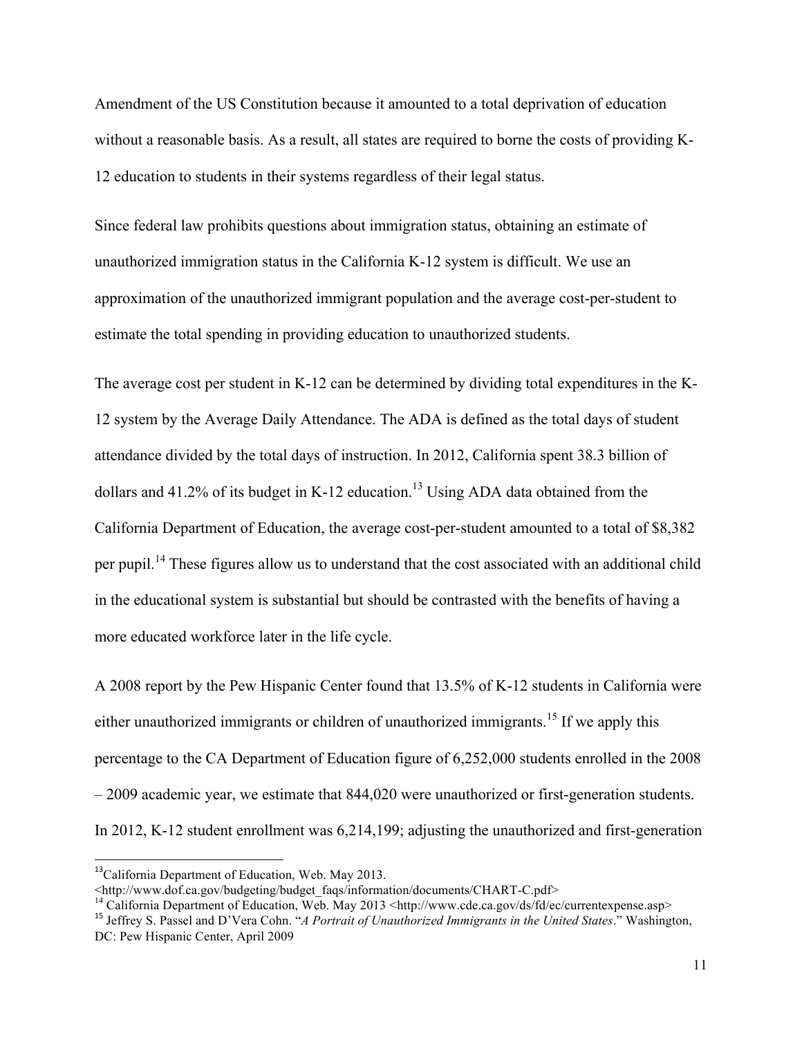Amendment of the US Constitution because it amounted to a total deprivation of education without a reasonable basis. As a result, all states are required to borne the costs of providing K-12 education to students in their systems regardless of their legal status.

Since federal law prohibits questions about immigration status, obtaining an estimate of unauthorized immigration status in the California K-12 system is difficult. We use an approximation of the unauthorized immigrant population and the average cost-per-student to estimate the total spending in providing education to unauthorized students.

The average cost per student in K-12 can be determined by dividing total expenditures in the K-12 system by the Average Daily Attendance. The ADA is defined as the total days of student attendance divided by the total days of instruction. In 2012, California spent 38.3 billion of dollars and 41.2% of its budget in K-12 education.[13] Using ADA data obtained from the California Department of Education, the average cost-per-student amounted to a total of $8,382 per pupil.[14] These figures allow us to understand that the cost associated with an additional child in the educational system is substantial but should be contrasted with the benefits of having a more educated workforce later in the life cycle.

A 2008 report by the Pew Hispanic Center found that 13.5% of K-12 students in California were either unauthorized immigrants or children of unauthorized immigrants.[15] If we apply this percentage to the CA Department of Education figure of 6,252,000 students enrolled in the 2008 – 2009 academic year, we estimate that 844,020 were unauthorized or first-generation students. In 2012, K-12 student enrollment was 6,214,199; adjusting the unauthorized and first-generation

---

[13] California Department of Education, Web. May 2013. <http://www.dof.ca.gov/budgeting/budget_faqs/information/documents/CHART-C.pdf>

[14] California Department of Education, Web. May 2013 <http://www.cde.ca.gov/ds/fd/ec/currentexpense.asp>

[15] Jeffrey S. Passel and D'Vera Cohn. "*A Portrait of Unauthorized Immigrants in the United States*." Washington, DC: Pew Hispanic Center, April 2009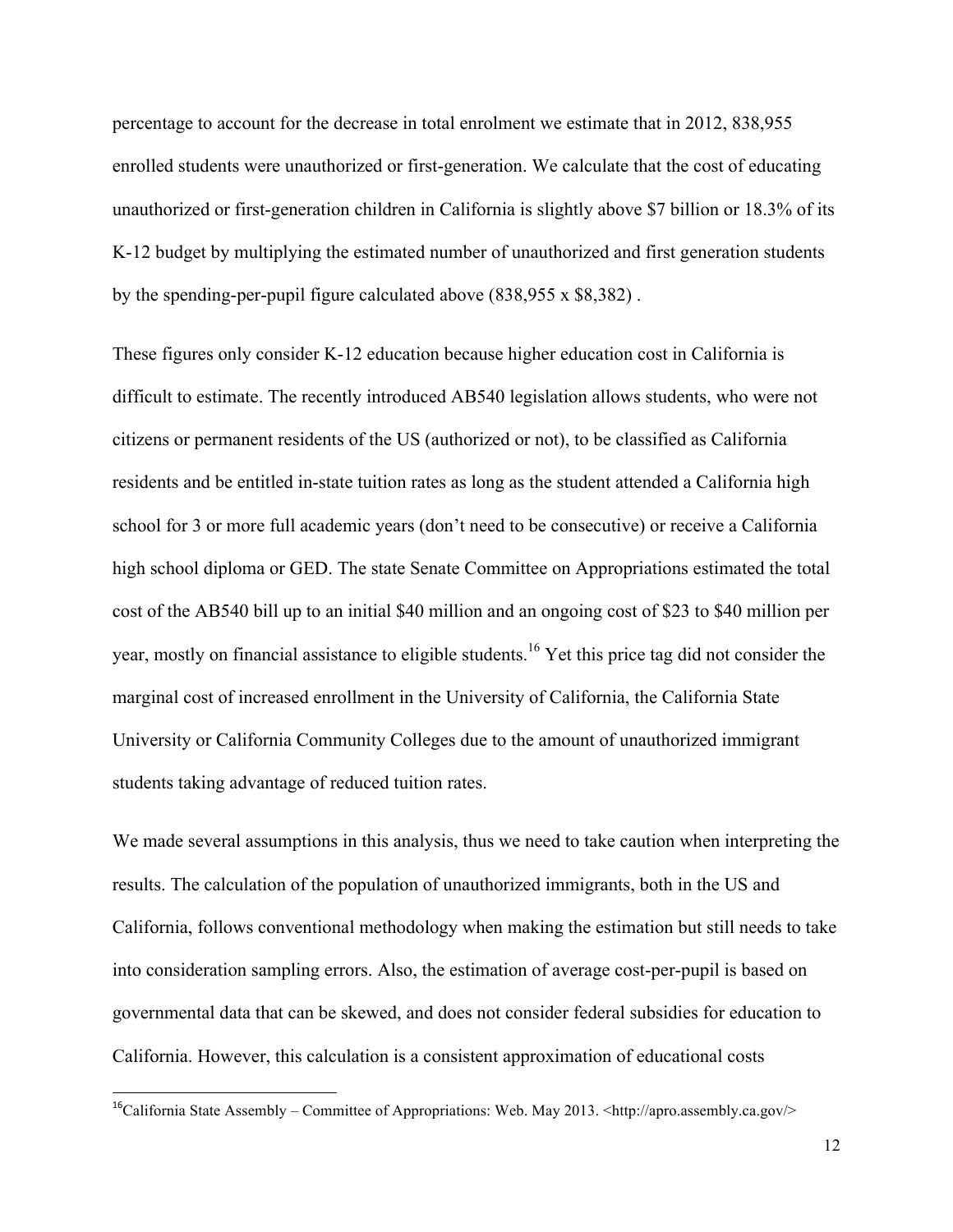percentage to account for the decrease in total enrolment we estimate that in 2012, 838,955 enrolled students were unauthorized or first-generation. We calculate that the cost of educating unauthorized or first-generation children in California is slightly above $7 billion or 18.3% of its K-12 budget by multiplying the estimated number of unauthorized and first generation students by the spending-per-pupil figure calculated above (838,955 x $8,382) .

These figures only consider K-12 education because higher education cost in California is difficult to estimate. The recently introduced AB540 legislation allows students, who were not citizens or permanent residents of the US (authorized or not), to be classified as California residents and be entitled in-state tuition rates as long as the student attended a California high school for 3 or more full academic years (don't need to be consecutive) or receive a California high school diploma or GED. The state Senate Committee on Appropriations estimated the total cost of the AB540 bill up to an initial $40 million and an ongoing cost of $23 to $40 million per year, mostly on financial assistance to eligible students.[16] Yet this price tag did not consider the marginal cost of increased enrollment in the University of California, the California State University or California Community Colleges due to the amount of unauthorized immigrant students taking advantage of reduced tuition rates.

We made several assumptions in this analysis, thus we need to take caution when interpreting the results. The calculation of the population of unauthorized immigrants, both in the US and California, follows conventional methodology when making the estimation but still needs to take into consideration sampling errors. Also, the estimation of average cost-per-pupil is based on governmental data that can be skewed, and does not consider federal subsidies for education to California. However, this calculation is a consistent approximation of educational costs

[16] California State Assembly – Committee of Appropriations: Web. May 2013. <http://apro.assembly.ca.gov/>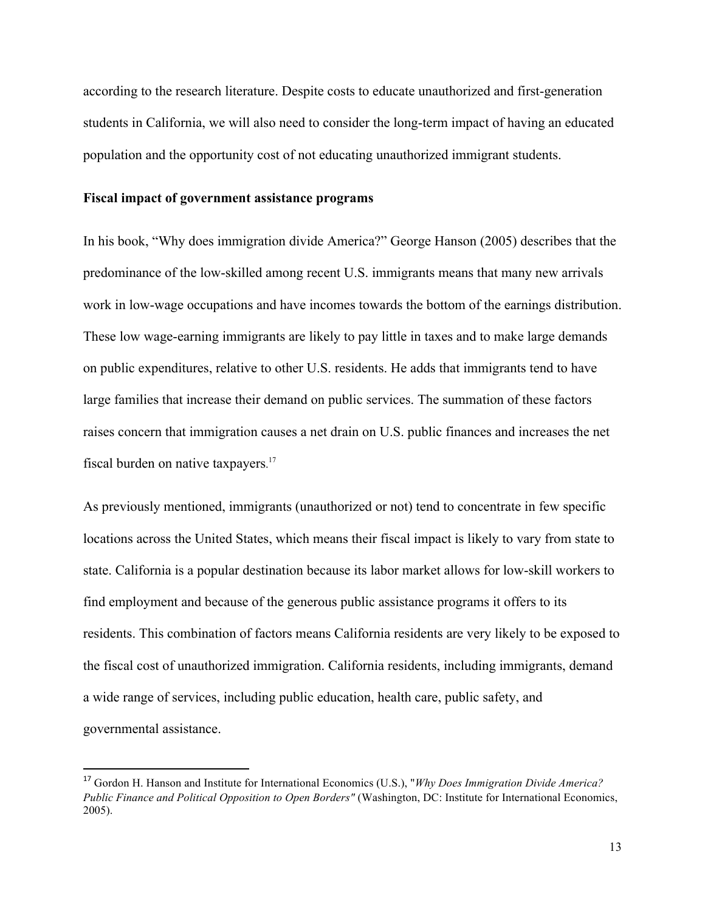according to the research literature. Despite costs to educate unauthorized and first-generation students in California, we will also need to consider the long-term impact of having an educated population and the opportunity cost of not educating unauthorized immigrant students.

**Fiscal impact of government assistance programs**

In his book, "Why does immigration divide America?" George Hanson (2005) describes that the predominance of the low-skilled among recent U.S. immigrants means that many new arrivals work in low-wage occupations and have incomes towards the bottom of the earnings distribution. These low wage-earning immigrants are likely to pay little in taxes and to make large demands on public expenditures, relative to other U.S. residents. He adds that immigrants tend to have large families that increase their demand on public services. The summation of these factors raises concern that immigration causes a net drain on U.S. public finances and increases the net fiscal burden on native taxpayers.[17]

As previously mentioned, immigrants (unauthorized or not) tend to concentrate in few specific locations across the United States, which means their fiscal impact is likely to vary from state to state. California is a popular destination because its labor market allows for low-skill workers to find employment and because of the generous public assistance programs it offers to its residents. This combination of factors means California residents are very likely to be exposed to the fiscal cost of unauthorized immigration. California residents, including immigrants, demand a wide range of services, including public education, health care, public safety, and governmental assistance.

---

[17] Gordon H. Hanson and Institute for International Economics (U.S.), "*Why Does Immigration Divide America? Public Finance and Political Opposition to Open Borders"* (Washington, DC: Institute for International Economics, 2005).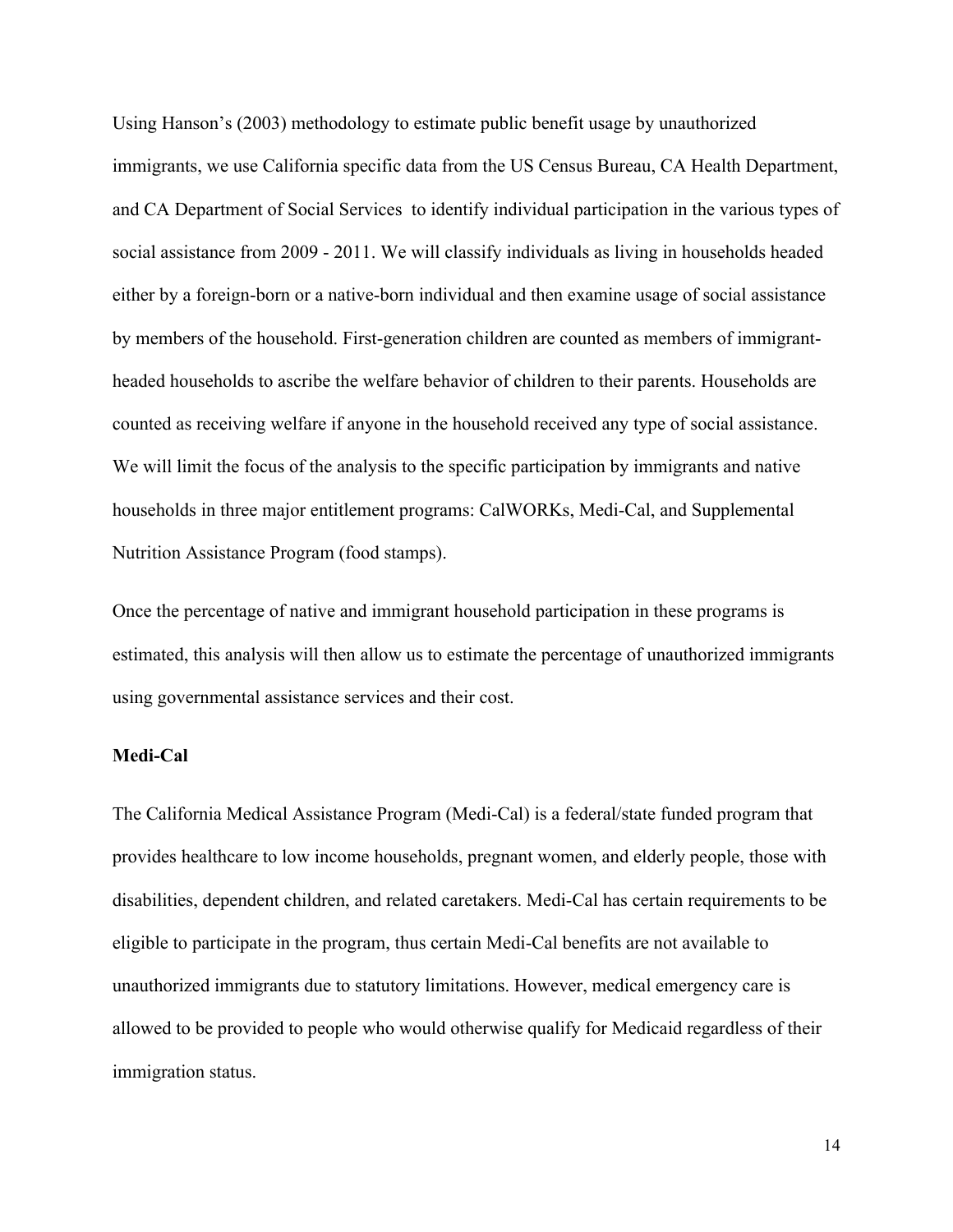Using Hanson's (2003) methodology to estimate public benefit usage by unauthorized immigrants, we use California specific data from the US Census Bureau, CA Health Department, and CA Department of Social Services to identify individual participation in the various types of social assistance from 2009 - 2011. We will classify individuals as living in households headed either by a foreign-born or a native-born individual and then examine usage of social assistance by members of the household. First-generation children are counted as members of immigrant-headed households to ascribe the welfare behavior of children to their parents. Households are counted as receiving welfare if anyone in the household received any type of social assistance. We will limit the focus of the analysis to the specific participation by immigrants and native households in three major entitlement programs: CalWORKs, Medi-Cal, and Supplemental Nutrition Assistance Program (food stamps).

Once the percentage of native and immigrant household participation in these programs is estimated, this analysis will then allow us to estimate the percentage of unauthorized immigrants using governmental assistance services and their cost.

**Medi-Cal**

The California Medical Assistance Program (Medi-Cal) is a federal/state funded program that provides healthcare to low income households, pregnant women, and elderly people, those with disabilities, dependent children, and related caretakers. Medi-Cal has certain requirements to be eligible to participate in the program, thus certain Medi-Cal benefits are not available to unauthorized immigrants due to statutory limitations. However, medical emergency care is allowed to be provided to people who would otherwise qualify for Medicaid regardless of their immigration status.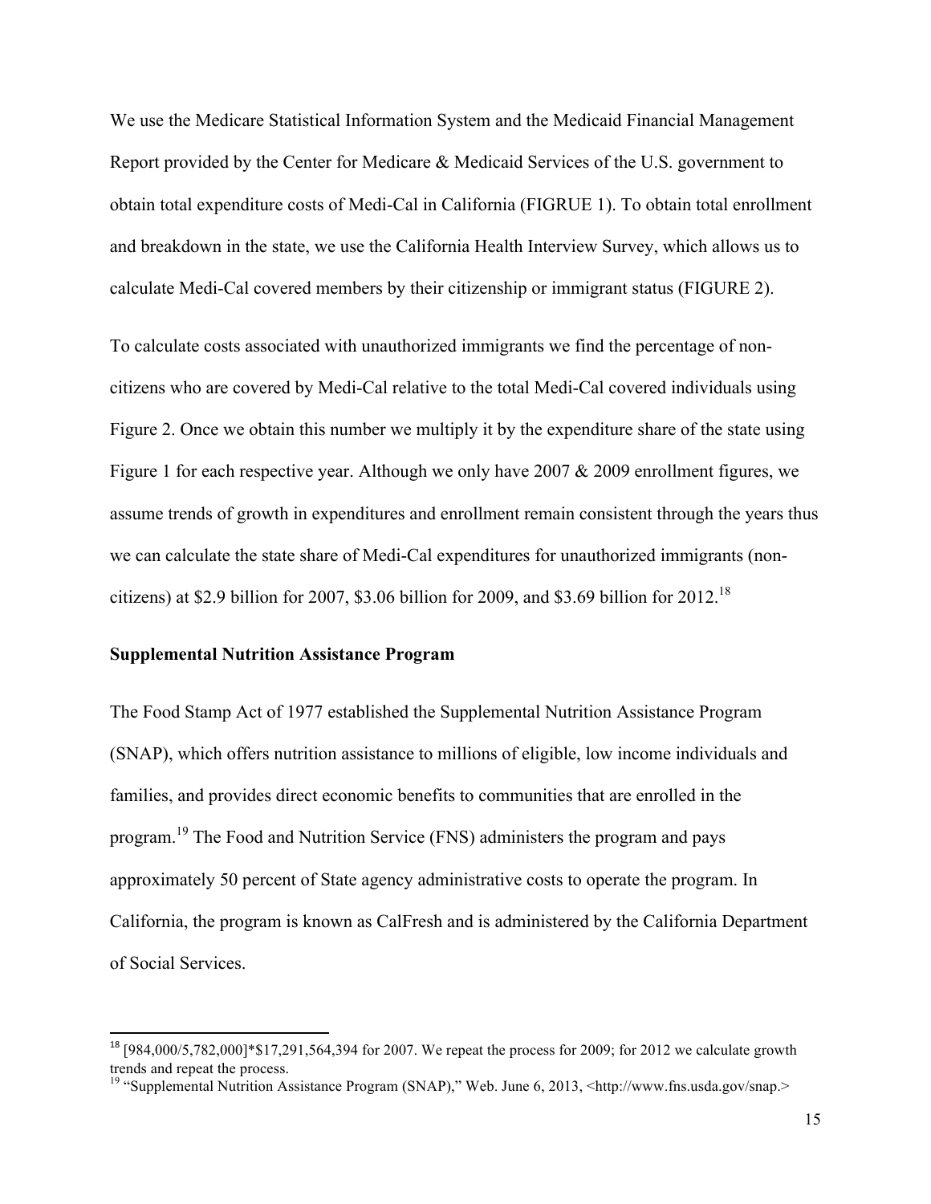We use the Medicare Statistical Information System and the Medicaid Financial Management Report provided by the Center for Medicare & Medicaid Services of the U.S. government to obtain total expenditure costs of Medi-Cal in California (FIGRUE 1). To obtain total enrollment and breakdown in the state, we use the California Health Interview Survey, which allows us to calculate Medi-Cal covered members by their citizenship or immigrant status (FIGURE 2).

To calculate costs associated with unauthorized immigrants we find the percentage of non-citizens who are covered by Medi-Cal relative to the total Medi-Cal covered individuals using Figure 2. Once we obtain this number we multiply it by the expenditure share of the state using Figure 1 for each respective year. Although we only have 2007 & 2009 enrollment figures, we assume trends of growth in expenditures and enrollment remain consistent through the years thus we can calculate the state share of Medi-Cal expenditures for unauthorized immigrants (non-citizens) at $2.9 billion for 2007, $3.06 billion for 2009, and $3.69 billion for 2012.[18]

### Supplemental Nutrition Assistance Program

The Food Stamp Act of 1977 established the Supplemental Nutrition Assistance Program (SNAP), which offers nutrition assistance to millions of eligible, low income individuals and families, and provides direct economic benefits to communities that are enrolled in the program.[19] The Food and Nutrition Service (FNS) administers the program and pays approximately 50 percent of State agency administrative costs to operate the program. In California, the program is known as CalFresh and is administered by the California Department of Social Services.

---

[18] [984,000/5,782,000]*$17,291,564,394 for 2007. We repeat the process for 2009; for 2012 we calculate growth trends and repeat the process.

[19] "Supplemental Nutrition Assistance Program (SNAP)," Web. June 6, 2013, <http://www.fns.usda.gov/snap.>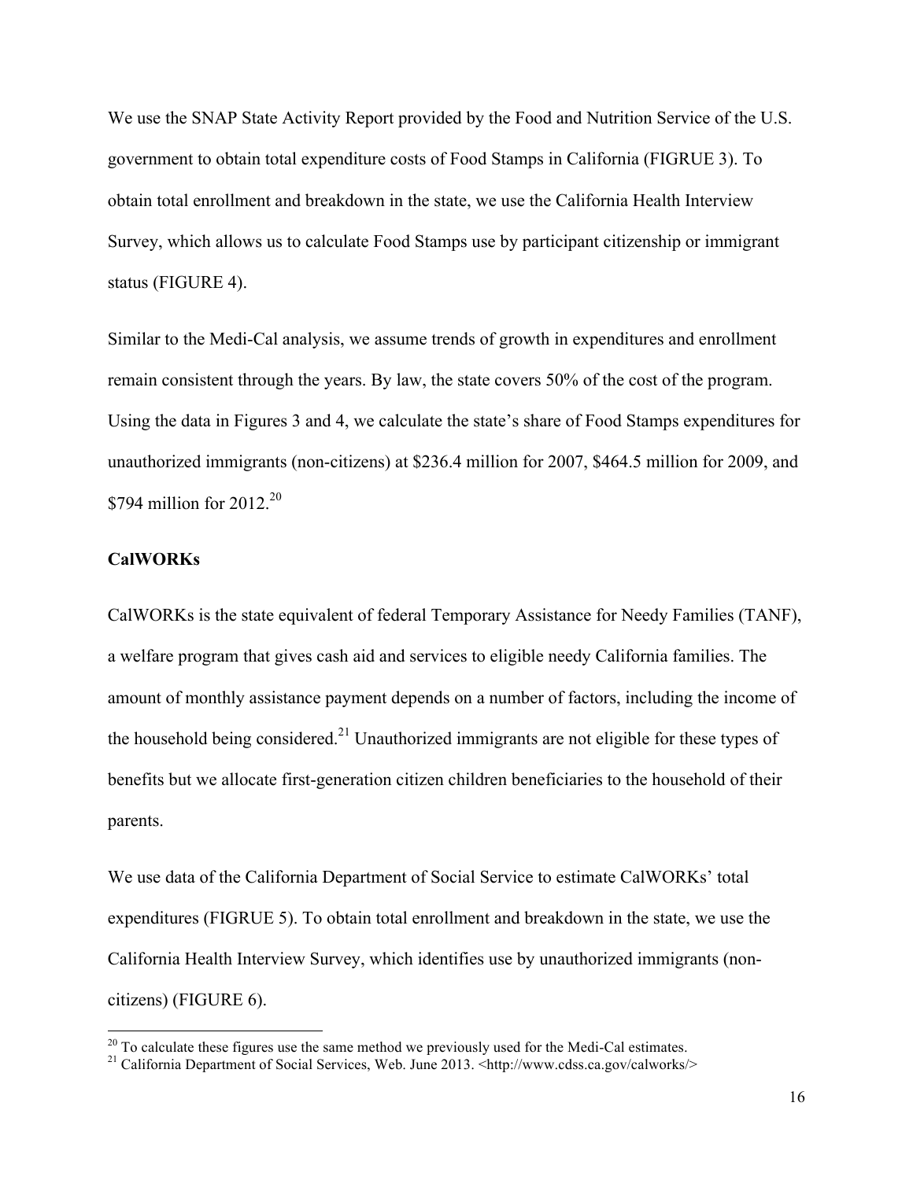We use the SNAP State Activity Report provided by the Food and Nutrition Service of the U.S. government to obtain total expenditure costs of Food Stamps in California (FIGRUE 3). To obtain total enrollment and breakdown in the state, we use the California Health Interview Survey, which allows us to calculate Food Stamps use by participant citizenship or immigrant status (FIGURE 4).

Similar to the Medi-Cal analysis, we assume trends of growth in expenditures and enrollment remain consistent through the years. By law, the state covers 50% of the cost of the program. Using the data in Figures 3 and 4, we calculate the state's share of Food Stamps expenditures for unauthorized immigrants (non-citizens) at $236.4 million for 2007, $464.5 million for 2009, and $794 million for 2012.[20]

**CalWORKs**

CalWORKs is the state equivalent of federal Temporary Assistance for Needy Families (TANF), a welfare program that gives cash aid and services to eligible needy California families. The amount of monthly assistance payment depends on a number of factors, including the income of the household being considered.[21] Unauthorized immigrants are not eligible for these types of benefits but we allocate first-generation citizen children beneficiaries to the household of their parents.

We use data of the California Department of Social Service to estimate CalWORKs' total expenditures (FIGRUE 5). To obtain total enrollment and breakdown in the state, we use the California Health Interview Survey, which identifies use by unauthorized immigrants (non-citizens) (FIGURE 6).

[20] To calculate these figures use the same method we previously used for the Medi-Cal estimates.

[21] California Department of Social Services, Web. June 2013. <http://www.cdss.ca.gov/calworks/>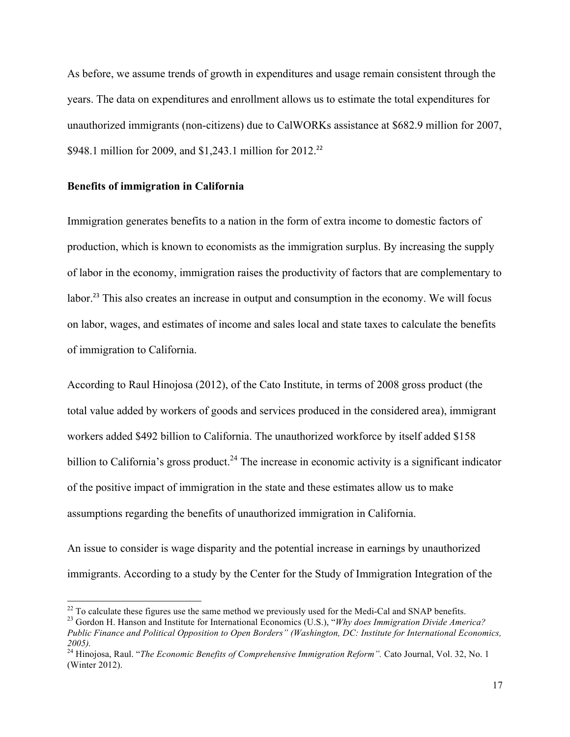As before, we assume trends of growth in expenditures and usage remain consistent through the years. The data on expenditures and enrollment allows us to estimate the total expenditures for unauthorized immigrants (non-citizens) due to CalWORKs assistance at $682.9 million for 2007, $948.1 million for 2009, and $1,243.1 million for 2012.[22]

**Benefits of immigration in California**

Immigration generates benefits to a nation in the form of extra income to domestic factors of production, which is known to economists as the immigration surplus. By increasing the supply of labor in the economy, immigration raises the productivity of factors that are complementary to labor.[23] This also creates an increase in output and consumption in the economy. We will focus on labor, wages, and estimates of income and sales local and state taxes to calculate the benefits of immigration to California.

According to Raul Hinojosa (2012), of the Cato Institute, in terms of 2008 gross product (the total value added by workers of goods and services produced in the considered area), immigrant workers added $492 billion to California. The unauthorized workforce by itself added $158 billion to California's gross product.[24] The increase in economic activity is a significant indicator of the positive impact of immigration in the state and these estimates allow us to make assumptions regarding the benefits of unauthorized immigration in California.

An issue to consider is wage disparity and the potential increase in earnings by unauthorized immigrants. According to a study by the Center for the Study of Immigration Integration of the

---

[22] To calculate these figures use the same method we previously used for the Medi-Cal and SNAP benefits.

[23] Gordon H. Hanson and Institute for International Economics (U.S.), "*Why does Immigration Divide America? Public Finance and Political Opposition to Open Borders" (Washington, DC: Institute for International Economics, 2005).*

[24] Hinojosa, Raul. "*The Economic Benefits of Comprehensive Immigration Reform".* Cato Journal, Vol. 32, No. 1 (Winter 2012).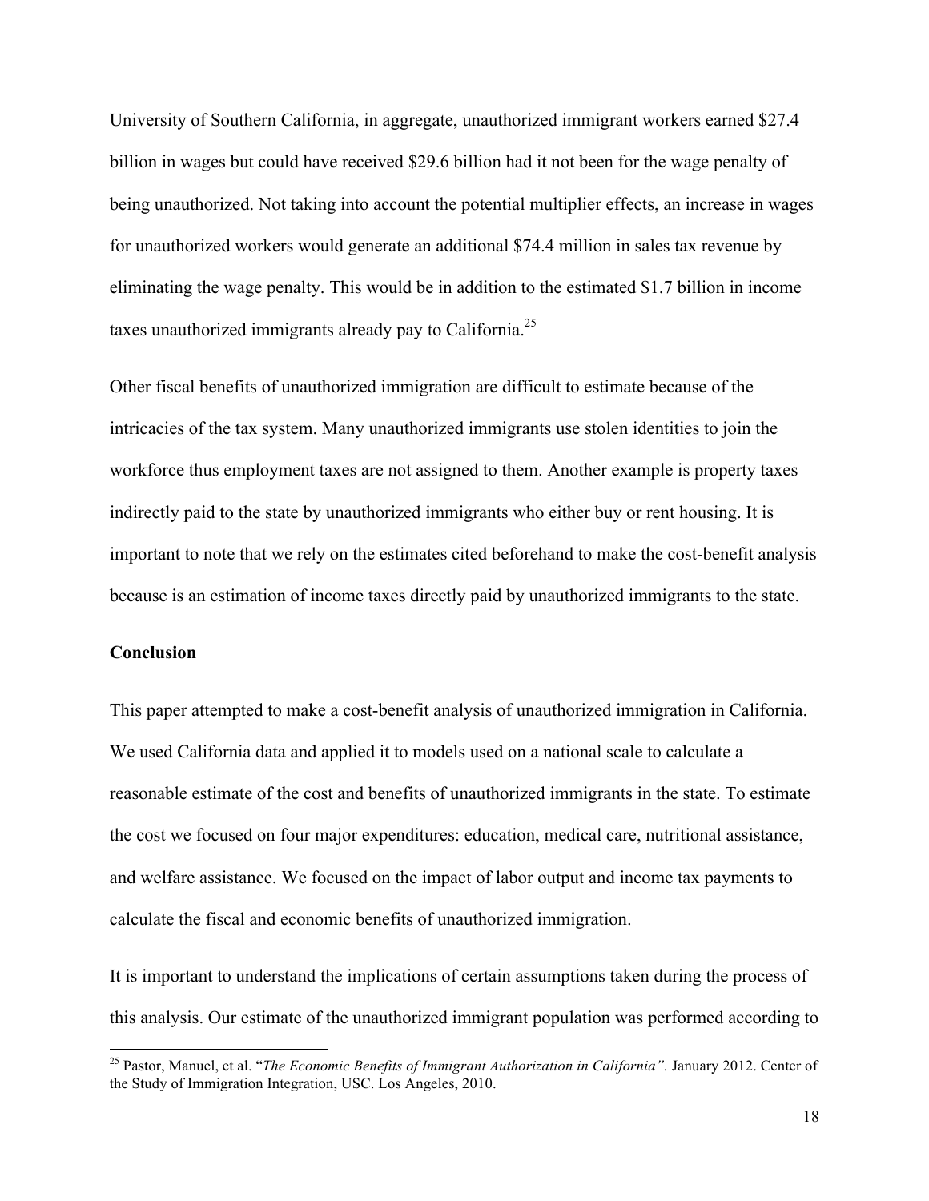University of Southern California, in aggregate, unauthorized immigrant workers earned $27.4 billion in wages but could have received $29.6 billion had it not been for the wage penalty of being unauthorized. Not taking into account the potential multiplier effects, an increase in wages for unauthorized workers would generate an additional $74.4 million in sales tax revenue by eliminating the wage penalty. This would be in addition to the estimated $1.7 billion in income taxes unauthorized immigrants already pay to California.[25]

Other fiscal benefits of unauthorized immigration are difficult to estimate because of the intricacies of the tax system. Many unauthorized immigrants use stolen identities to join the workforce thus employment taxes are not assigned to them. Another example is property taxes indirectly paid to the state by unauthorized immigrants who either buy or rent housing. It is important to note that we rely on the estimates cited beforehand to make the cost-benefit analysis because is an estimation of income taxes directly paid by unauthorized immigrants to the state.

**Conclusion**

This paper attempted to make a cost-benefit analysis of unauthorized immigration in California. We used California data and applied it to models used on a national scale to calculate a reasonable estimate of the cost and benefits of unauthorized immigrants in the state. To estimate the cost we focused on four major expenditures: education, medical care, nutritional assistance, and welfare assistance. We focused on the impact of labor output and income tax payments to calculate the fiscal and economic benefits of unauthorized immigration.

It is important to understand the implications of certain assumptions taken during the process of this analysis. Our estimate of the unauthorized immigrant population was performed according to

---

[25] Pastor, Manuel, et al. "*The Economic Benefits of Immigrant Authorization in California".* January 2012. Center of the Study of Immigration Integration, USC. Los Angeles, 2010.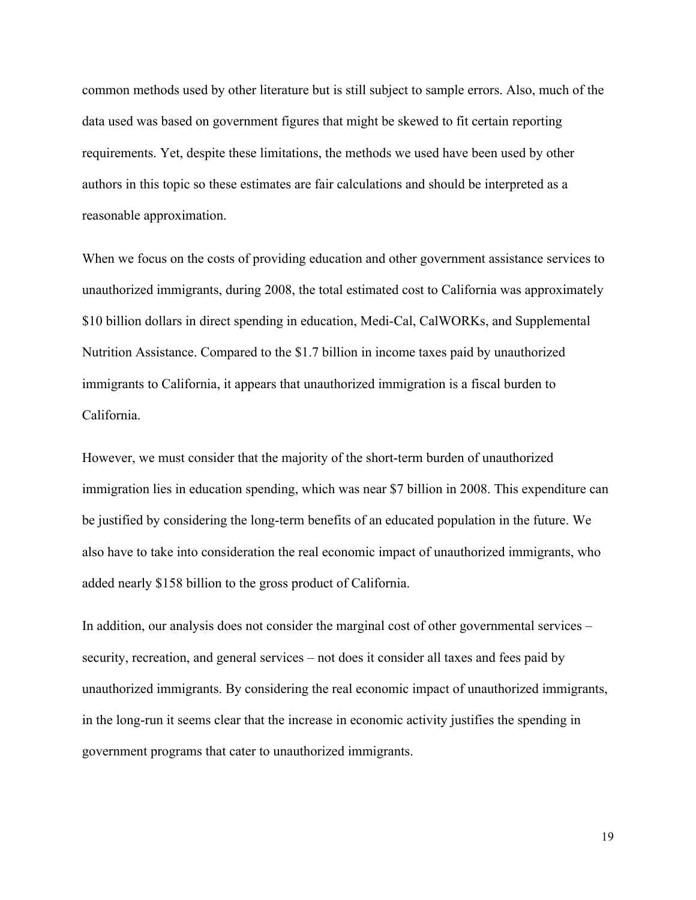common methods used by other literature but is still subject to sample errors. Also, much of the data used was based on government figures that might be skewed to fit certain reporting requirements. Yet, despite these limitations, the methods we used have been used by other authors in this topic so these estimates are fair calculations and should be interpreted as a reasonable approximation.

When we focus on the costs of providing education and other government assistance services to unauthorized immigrants, during 2008, the total estimated cost to California was approximately $10 billion dollars in direct spending in education, Medi-Cal, CalWORKs, and Supplemental Nutrition Assistance. Compared to the $1.7 billion in income taxes paid by unauthorized immigrants to California, it appears that unauthorized immigration is a fiscal burden to California.

However, we must consider that the majority of the short-term burden of unauthorized immigration lies in education spending, which was near $7 billion in 2008. This expenditure can be justified by considering the long-term benefits of an educated population in the future. We also have to take into consideration the real economic impact of unauthorized immigrants, who added nearly $158 billion to the gross product of California.

In addition, our analysis does not consider the marginal cost of other governmental services – security, recreation, and general services – not does it consider all taxes and fees paid by unauthorized immigrants. By considering the real economic impact of unauthorized immigrants, in the long-run it seems clear that the increase in economic activity justifies the spending in government programs that cater to unauthorized immigrants.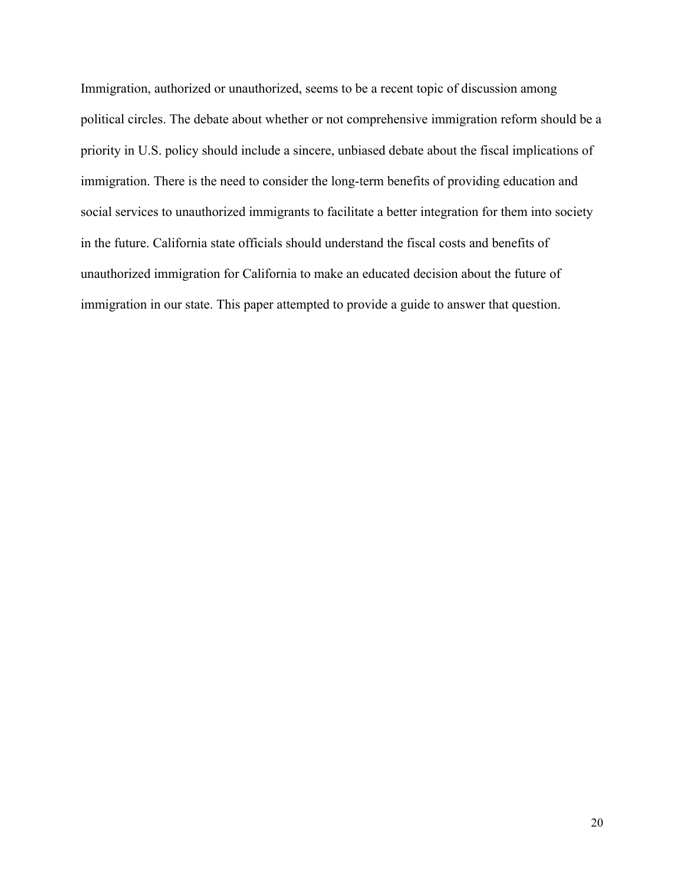Immigration, authorized or unauthorized, seems to be a recent topic of discussion among political circles. The debate about whether or not comprehensive immigration reform should be a priority in U.S. policy should include a sincere, unbiased debate about the fiscal implications of immigration. There is the need to consider the long-term benefits of providing education and social services to unauthorized immigrants to facilitate a better integration for them into society in the future. California state officials should understand the fiscal costs and benefits of unauthorized immigration for California to make an educated decision about the future of immigration in our state. This paper attempted to provide a guide to answer that question.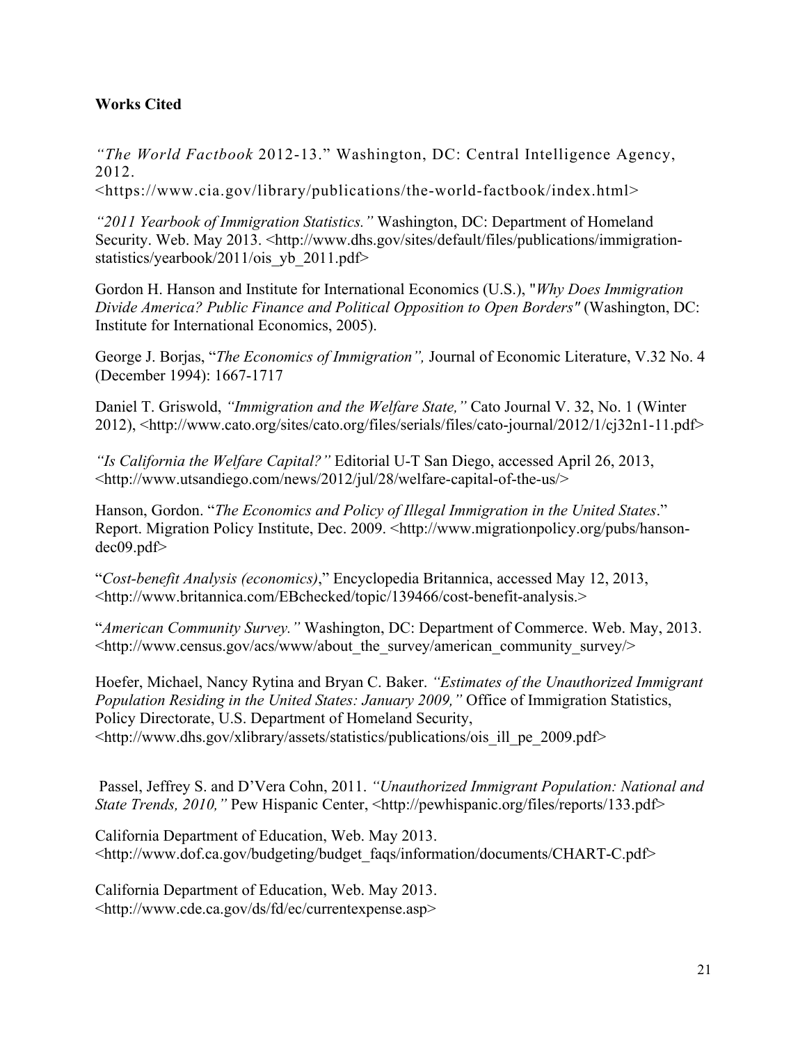**Works Cited**

*"The World Factbook* 2012-13." Washington, DC: Central Intelligence Agency, 2012. <https://www.cia.gov/library/publications/the-world-factbook/index.html>

*"2011 Yearbook of Immigration Statistics."* Washington, DC: Department of Homeland Security. Web. May 2013. <http://www.dhs.gov/sites/default/files/publications/immigration-statistics/yearbook/2011/ois_yb_2011.pdf>

Gordon H. Hanson and Institute for International Economics (U.S.), "*Why Does Immigration Divide America? Public Finance and Political Opposition to Open Borders"* (Washington, DC: Institute for International Economics, 2005).

George J. Borjas, "*The Economics of Immigration",* Journal of Economic Literature, V.32 No. 4 (December 1994): 1667-1717

Daniel T. Griswold, *"Immigration and the Welfare State,"* Cato Journal V. 32, No. 1 (Winter 2012), <http://www.cato.org/sites/cato.org/files/serials/files/cato-journal/2012/1/cj32n1-11.pdf>

*"Is California the Welfare Capital?"* Editorial U-T San Diego, accessed April 26, 2013, <http://www.utsandiego.com/news/2012/jul/28/welfare-capital-of-the-us/>

Hanson, Gordon. "*The Economics and Policy of Illegal Immigration in the United States*." Report. Migration Policy Institute, Dec. 2009. <http://www.migrationpolicy.org/pubs/hanson-dec09.pdf>

"*Cost-benefit Analysis (economics)*," Encyclopedia Britannica, accessed May 12, 2013, <http://www.britannica.com/EBchecked/topic/139466/cost-benefit-analysis.>

"*American Community Survey."* Washington, DC: Department of Commerce. Web. May, 2013. <http://www.census.gov/acs/www/about_the_survey/american_community_survey/>

Hoefer, Michael, Nancy Rytina and Bryan C. Baker. *"Estimates of the Unauthorized Immigrant Population Residing in the United States: January 2009,"* Office of Immigration Statistics, Policy Directorate, U.S. Department of Homeland Security, <http://www.dhs.gov/xlibrary/assets/statistics/publications/ois_ill_pe_2009.pdf>

Passel, Jeffrey S. and D'Vera Cohn, 2011. *"Unauthorized Immigrant Population: National and State Trends, 2010,"* Pew Hispanic Center, <http://pewhispanic.org/files/reports/133.pdf>

California Department of Education, Web. May 2013. <http://www.dof.ca.gov/budgeting/budget_faqs/information/documents/CHART-C.pdf>

California Department of Education, Web. May 2013. <http://www.cde.ca.gov/ds/fd/ec/currentexpense.asp>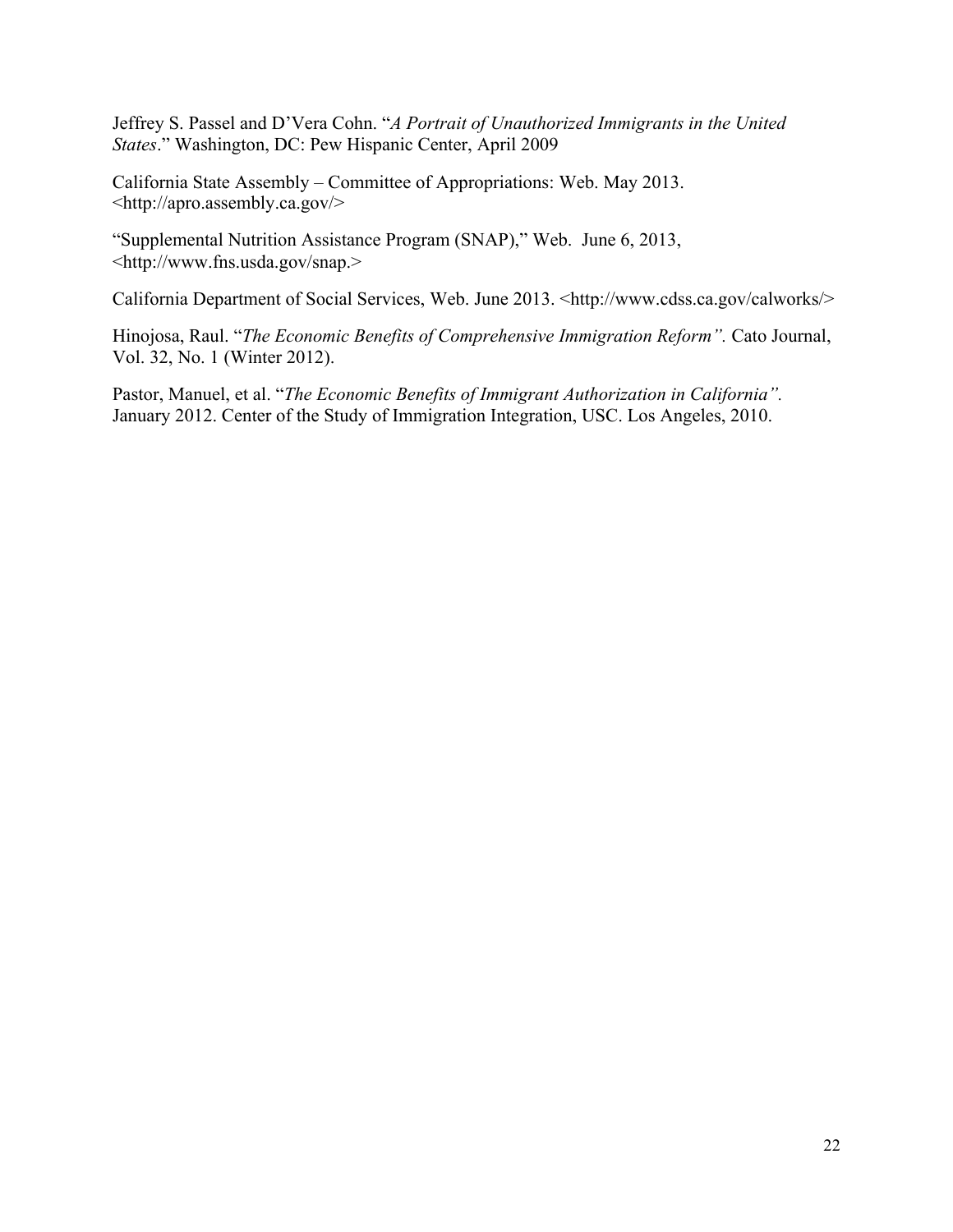Jeffrey S. Passel and D'Vera Cohn. "*A Portrait of Unauthorized Immigrants in the United States*." Washington, DC: Pew Hispanic Center, April 2009

California State Assembly – Committee of Appropriations: Web. May 2013. <http://apro.assembly.ca.gov/>

"Supplemental Nutrition Assistance Program (SNAP)," Web. June 6, 2013, <http://www.fns.usda.gov/snap.>

California Department of Social Services, Web. June 2013. <http://www.cdss.ca.gov/calworks/>

Hinojosa, Raul. "*The Economic Benefits of Comprehensive Immigration Reform".* Cato Journal, Vol. 32, No. 1 (Winter 2012).

Pastor, Manuel, et al. "*The Economic Benefits of Immigrant Authorization in California".* January 2012. Center of the Study of Immigration Integration, USC. Los Angeles, 2010.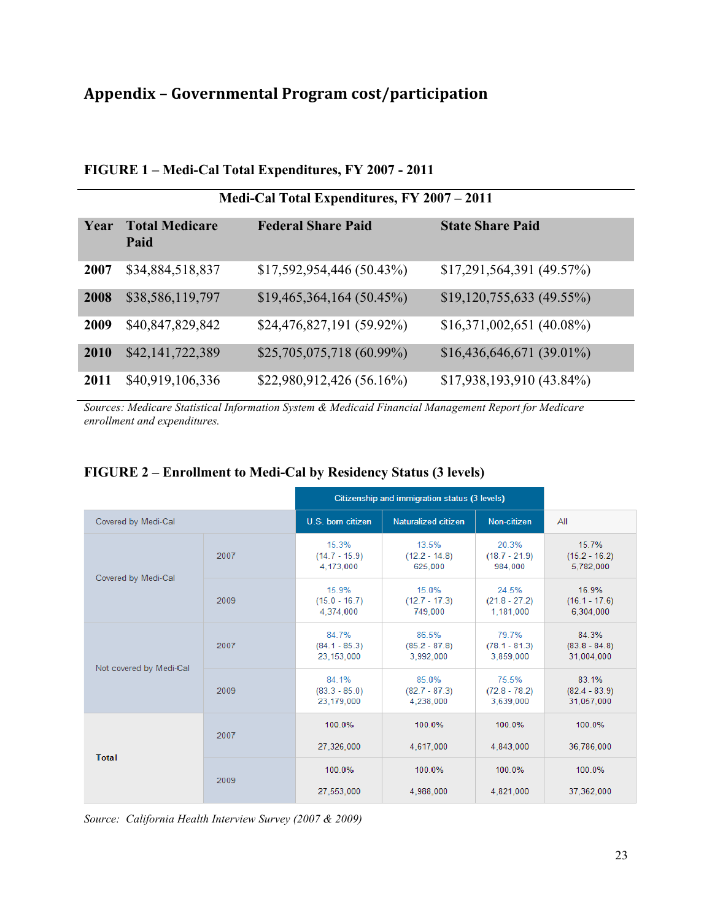# Appendix – Governmental Program cost/participation

**FIGURE 1 – Medi-Cal Total Expenditures, FY 2007 - 2011**

| Medi-Cal Total Expenditures, FY 2007 – 2011 | | | |
|---|---|---|---|
| **Year** | **Total Medicare Paid** | **Federal Share Paid** | **State Share Paid** |
| **2007** | $34,884,518,837 | $17,592,954,446 (50.43%) | $17,291,564,391 (49.57%) |
| **2008** | $38,586,119,797 | $19,465,364,164 (50.45%) | $19,120,755,633 (49.55%) |
| **2009** | $40,847,829,842 | $24,476,827,191 (59.92%) | $16,371,002,651 (40.08%) |
| **2010** | $42,141,722,389 | $25,705,075,718 (60.99%) | $16,436,646,671 (39.01%) |
| **2011** | $40,919,106,336 | $22,980,912,426 (56.16%) | $17,938,193,910 (43.84%) |

*Sources: Medicare Statistical Information System & Medicaid Financial Management Report for Medicare enrollment and expenditures.*

**FIGURE 2 – Enrollment to Medi-Cal by Residency Status (3 levels)**

| | | Citizenship and immigration status (3 levels) | | | |
|---|---|---|---|---|---|
| Covered by Medi-Cal | | U.S. born citizen | Naturalized citizen | Non-citizen | All |
| Covered by Medi-Cal | 2007 | 15.3% (14.7 - 15.9) 4,173,000 | 13.5% (12.2 - 14.8) 625,000 | 20.3% (18.7 - 21.9) 984,000 | 15.7% (15.2 - 16.2) 5,782,000 |
| | 2009 | 15.9% (15.0 - 16.7) 4,374,000 | 15.0% (12.7 - 17.3) 749,000 | 24.5% (21.8 - 27.2) 1,181,000 | 16.9% (16.1 - 17.6) 6,304,000 |
| Not covered by Medi-Cal | 2007 | 84.7% (84.1 - 85.3) 23,153,000 | 86.5% (85.2 - 87.8) 3,992,000 | 79.7% (78.1 - 81.3) 3,859,000 | 84.3% (83.8 - 84.8) 31,004,000 |
| | 2009 | 84.1% (83.3 - 85.0) 23,179,000 | 85.0% (82.7 - 87.3) 4,238,000 | 75.5% (72.8 - 78.2) 3,639,000 | 83.1% (82.4 - 83.9) 31,057,000 |
| **Total** | 2007 | 100.0% 27,326,000 | 100.0% 4,617,000 | 100.0% 4,843,000 | 100.0% 36,786,000 |
| | 2009 | 100.0% 27,553,000 | 100.0% 4,988,000 | 100.0% 4,821,000 | 100.0% 37,362,000 |

*Source: California Health Interview Survey (2007 & 2009)*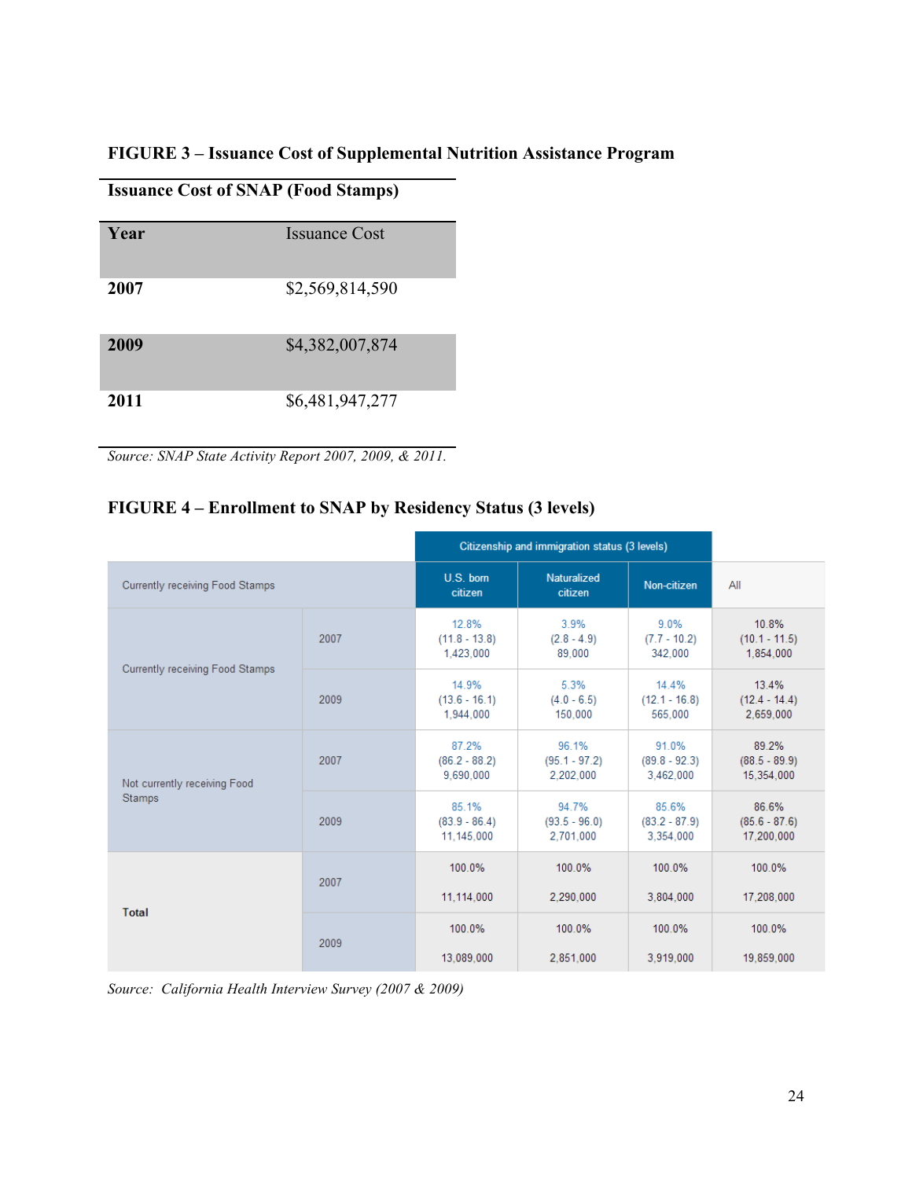**FIGURE 3 – Issuance Cost of Supplemental Nutrition Assistance Program**

| Issuance Cost of SNAP (Food Stamps) | |
|---|---|
| **Year** | Issuance Cost |
| **2007** | $2,569,814,590 |
| **2009** | $4,382,007,874 |
| **2011** | $6,481,947,277 |

*Source: SNAP State Activity Report 2007, 2009, & 2011.*

**FIGURE 4 – Enrollment to SNAP by Residency Status (3 levels)**

| | | Citizenship and immigration status (3 levels) | | | |
|---|---|---|---|---|---|
| Currently receiving Food Stamps | | U.S. born citizen | Naturalized citizen | Non-citizen | All |
| Currently receiving Food Stamps | 2007 | 12.8% (11.8 - 13.8) 1,423,000 | 3.9% (2.8 - 4.9) 89,000 | 9.0% (7.7 - 10.2) 342,000 | 10.8% (10.1 - 11.5) 1,854,000 |
| | 2009 | 14.9% (13.6 - 16.1) 1,944,000 | 5.3% (4.0 - 6.5) 150,000 | 14.4% (12.1 - 16.8) 565,000 | 13.4% (12.4 - 14.4) 2,659,000 |
| Not currently receiving Food Stamps | 2007 | 87.2% (86.2 - 88.2) 9,690,000 | 96.1% (95.1 - 97.2) 2,202,000 | 91.0% (89.8 - 92.3) 3,462,000 | 89.2% (88.5 - 89.9) 15,354,000 |
| | 2009 | 85.1% (83.9 - 86.4) 11,145,000 | 94.7% (93.5 - 96.0) 2,701,000 | 85.6% (83.2 - 87.9) 3,354,000 | 86.6% (85.6 - 87.6) 17,200,000 |
| **Total** | 2007 | 100.0% 11,114,000 | 100.0% 2,290,000 | 100.0% 3,804,000 | 100.0% 17,208,000 |
| | 2009 | 100.0% 13,089,000 | 100.0% 2,851,000 | 100.0% 3,919,000 | 100.0% 19,859,000 |

*Source: California Health Interview Survey (2007 & 2009)*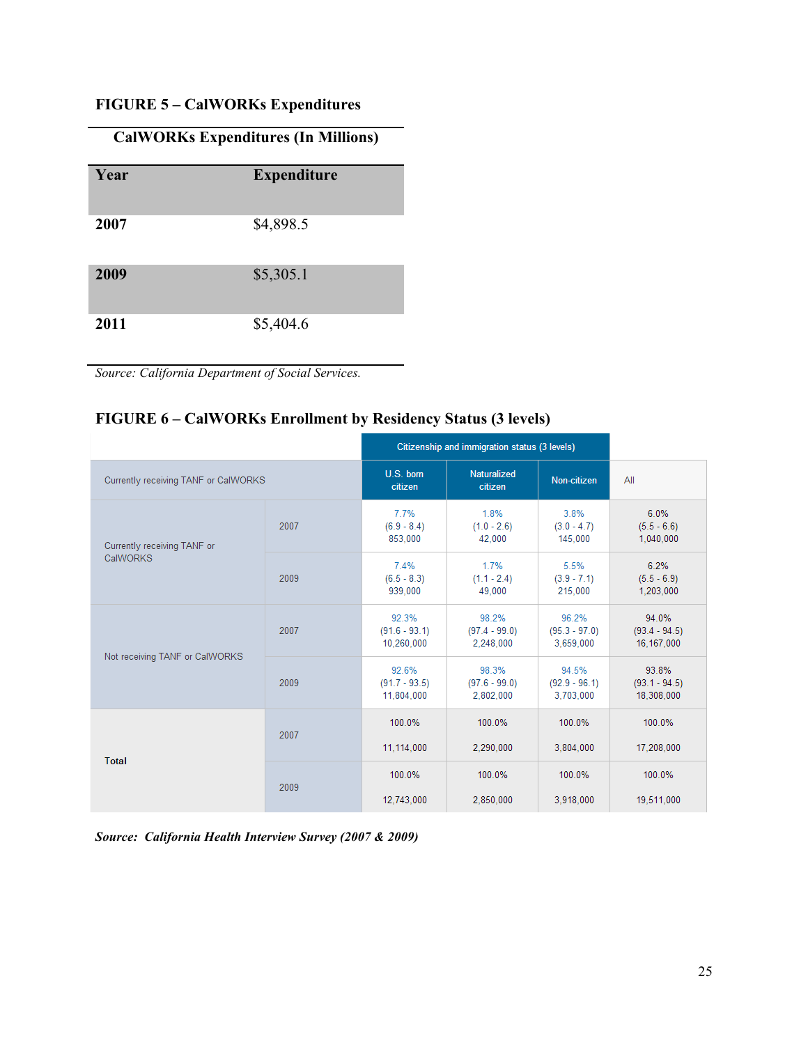**FIGURE 5 – CalWORKs Expenditures**

| CalWORKs Expenditures (In Millions) | |
|---|---|
| **Year** | **Expenditure** |
| **2007** | $4,898.5 |
| **2009** | $5,305.1 |
| **2011** | $5,404.6 |

*Source: California Department of Social Services.*

**FIGURE 6 – CalWORKs Enrollment by Residency Status (3 levels)**

| | | Citizenship and immigration status (3 levels) | | | |
|---|---|---|---|---|---|
| Currently receiving TANF or CalWORKS | | U.S. born citizen | Naturalized citizen | Non-citizen | All |
| Currently receiving TANF or CalWORKS | 2007 | 7.7% (6.9 - 8.4) 853,000 | 1.8% (1.0 - 2.6) 42,000 | 3.8% (3.0 - 4.7) 145,000 | 6.0% (5.5 - 6.6) 1,040,000 |
| | 2009 | 7.4% (6.5 - 8.3) 939,000 | 1.7% (1.1 - 2.4) 49,000 | 5.5% (3.9 - 7.1) 215,000 | 6.2% (5.5 - 6.9) 1,203,000 |
| Not receiving TANF or CalWORKS | 2007 | 92.3% (91.6 - 93.1) 10,260,000 | 98.2% (97.4 - 99.0) 2,248,000 | 96.2% (95.3 - 97.0) 3,659,000 | 94.0% (93.4 - 94.5) 16,167,000 |
| | 2009 | 92.6% (91.7 - 93.5) 11,804,000 | 98.3% (97.6 - 99.0) 2,802,000 | 94.5% (92.9 - 96.1) 3,703,000 | 93.8% (93.1 - 94.5) 18,308,000 |
| **Total** | 2007 | 100.0% 11,114,000 | 100.0% 2,290,000 | 100.0% 3,804,000 | 100.0% 17,208,000 |
| | 2009 | 100.0% 12,743,000 | 100.0% 2,850,000 | 100.0% 3,918,000 | 100.0% 19,511,000 |

***Source: California Health Interview Survey (2007 & 2009)***